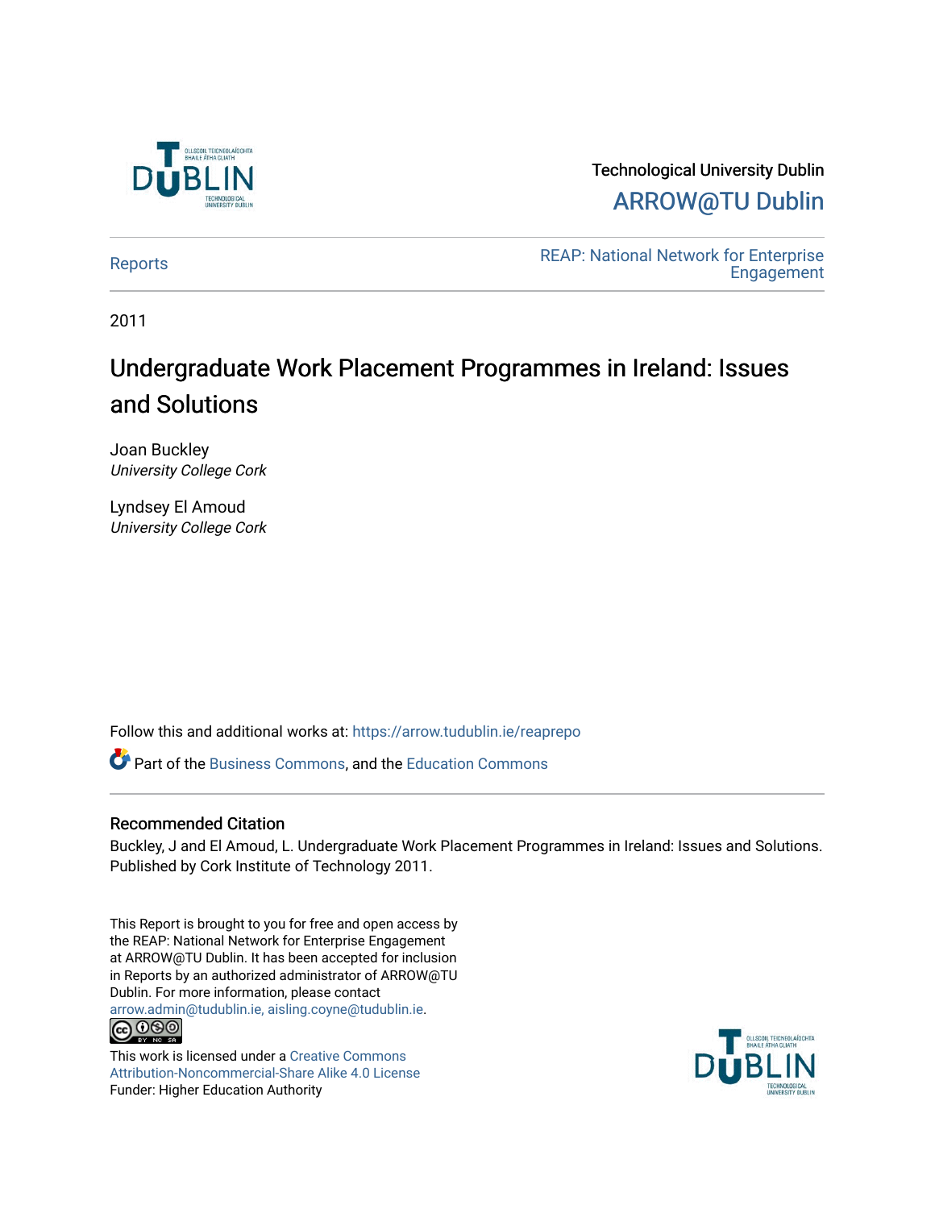Technological University Dublin

ARROW@TU Dublin

Reports

REAP: National Network for Enterprise Engagement

2011

# Undergraduate Work Placement Programmes in Ireland: Issues and Solutions

Joan Buckley
*University College Cork*

Lyndsey El Amoud
*University College Cork*

Follow this and additional works at: https://arrow.tudublin.ie/reaprepo

Part of the Business Commons, and the Education Commons

## Recommended Citation

Buckley, J and El Amoud, L. Undergraduate Work Placement Programmes in Ireland: Issues and Solutions. Published by Cork Institute of Technology 2011.

This Report is brought to you for free and open access by the REAP: National Network for Enterprise Engagement at ARROW@TU Dublin. It has been accepted for inclusion in Reports by an authorized administrator of ARROW@TU Dublin. For more information, please contact arrow.admin@tudublin.ie, aisling.coyne@tudublin.ie.

This work is licensed under a Creative Commons Attribution-Noncommercial-Share Alike 4.0 License

Funder: Higher Education Authority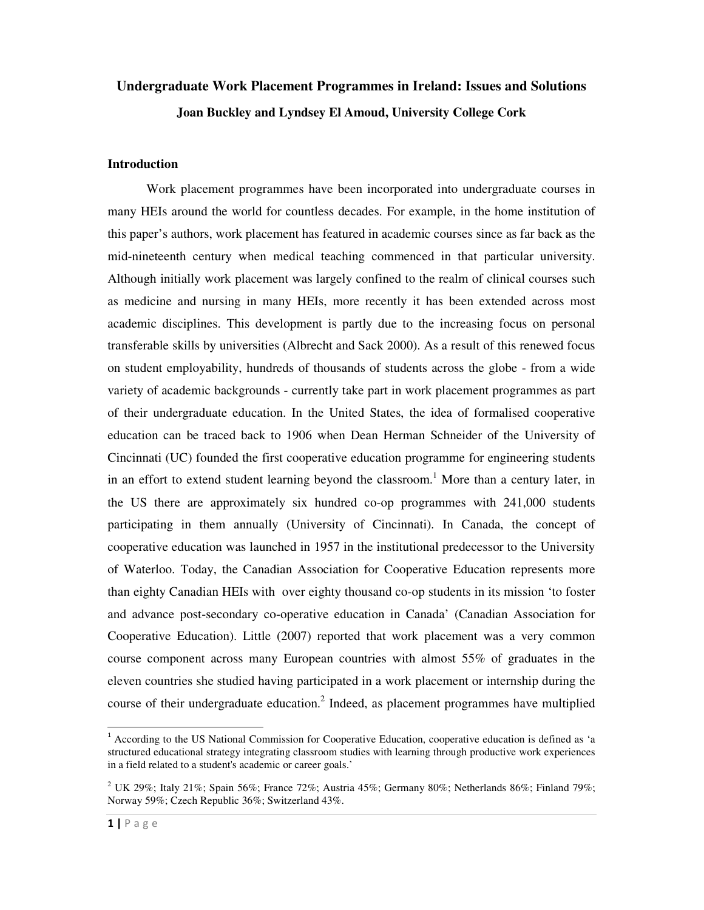# Undergraduate Work Placement Programmes in Ireland: Issues and Solutions

**Joan Buckley and Lyndsey El Amoud, University College Cork**

## Introduction

Work placement programmes have been incorporated into undergraduate courses in many HEIs around the world for countless decades. For example, in the home institution of this paper's authors, work placement has featured in academic courses since as far back as the mid-nineteenth century when medical teaching commenced in that particular university. Although initially work placement was largely confined to the realm of clinical courses such as medicine and nursing in many HEIs, more recently it has been extended across most academic disciplines. This development is partly due to the increasing focus on personal transferable skills by universities (Albrecht and Sack 2000). As a result of this renewed focus on student employability, hundreds of thousands of students across the globe - from a wide variety of academic backgrounds - currently take part in work placement programmes as part of their undergraduate education. In the United States, the idea of formalised cooperative education can be traced back to 1906 when Dean Herman Schneider of the University of Cincinnati (UC) founded the first cooperative education programme for engineering students in an effort to extend student learning beyond the classroom.[1] More than a century later, in the US there are approximately six hundred co-op programmes with 241,000 students participating in them annually (University of Cincinnati). In Canada, the concept of cooperative education was launched in 1957 in the institutional predecessor to the University of Waterloo. Today, the Canadian Association for Cooperative Education represents more than eighty Canadian HEIs with over eighty thousand co-op students in its mission 'to foster and advance post-secondary co-operative education in Canada' (Canadian Association for Cooperative Education). Little (2007) reported that work placement was a very common course component across many European countries with almost 55% of graduates in the eleven countries she studied having participated in a work placement or internship during the course of their undergraduate education.[2] Indeed, as placement programmes have multiplied

---

[1] According to the US National Commission for Cooperative Education, cooperative education is defined as 'a structured educational strategy integrating classroom studies with learning through productive work experiences in a field related to a student's academic or career goals.'

[2] UK 29%; Italy 21%; Spain 56%; France 72%; Austria 45%; Germany 80%; Netherlands 86%; Finland 79%; Norway 59%; Czech Republic 36%; Switzerland 43%.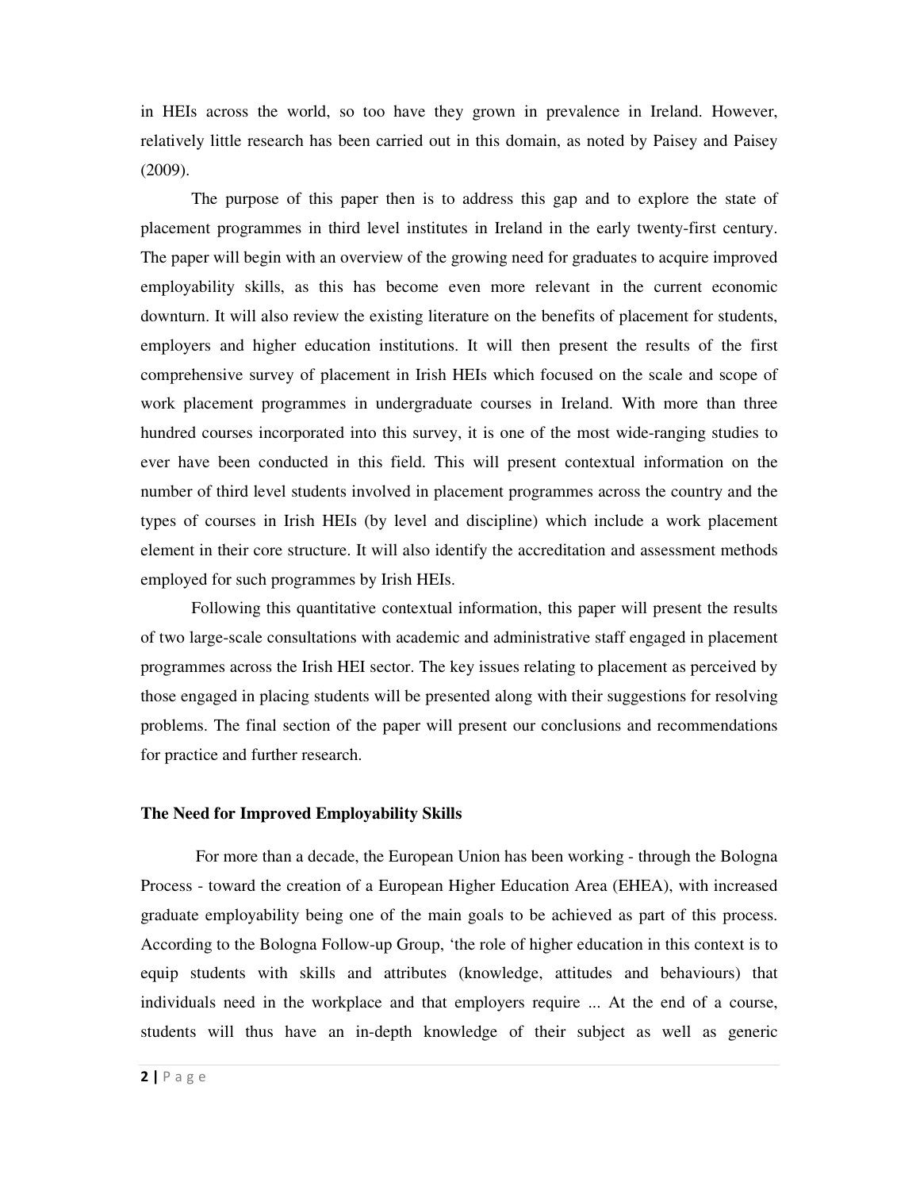in HEIs across the world, so too have they grown in prevalence in Ireland. However, relatively little research has been carried out in this domain, as noted by Paisey and Paisey (2009).

The purpose of this paper then is to address this gap and to explore the state of placement programmes in third level institutes in Ireland in the early twenty-first century. The paper will begin with an overview of the growing need for graduates to acquire improved employability skills, as this has become even more relevant in the current economic downturn. It will also review the existing literature on the benefits of placement for students, employers and higher education institutions. It will then present the results of the first comprehensive survey of placement in Irish HEIs which focused on the scale and scope of work placement programmes in undergraduate courses in Ireland. With more than three hundred courses incorporated into this survey, it is one of the most wide-ranging studies to ever have been conducted in this field. This will present contextual information on the number of third level students involved in placement programmes across the country and the types of courses in Irish HEIs (by level and discipline) which include a work placement element in their core structure. It will also identify the accreditation and assessment methods employed for such programmes by Irish HEIs.

Following this quantitative contextual information, this paper will present the results of two large-scale consultations with academic and administrative staff engaged in placement programmes across the Irish HEI sector. The key issues relating to placement as perceived by those engaged in placing students will be presented along with their suggestions for resolving problems. The final section of the paper will present our conclusions and recommendations for practice and further research.

## The Need for Improved Employability Skills

For more than a decade, the European Union has been working - through the Bologna Process - toward the creation of a European Higher Education Area (EHEA), with increased graduate employability being one of the main goals to be achieved as part of this process. According to the Bologna Follow-up Group, 'the role of higher education in this context is to equip students with skills and attributes (knowledge, attitudes and behaviours) that individuals need in the workplace and that employers require ... At the end of a course, students will thus have an in-depth knowledge of their subject as well as generic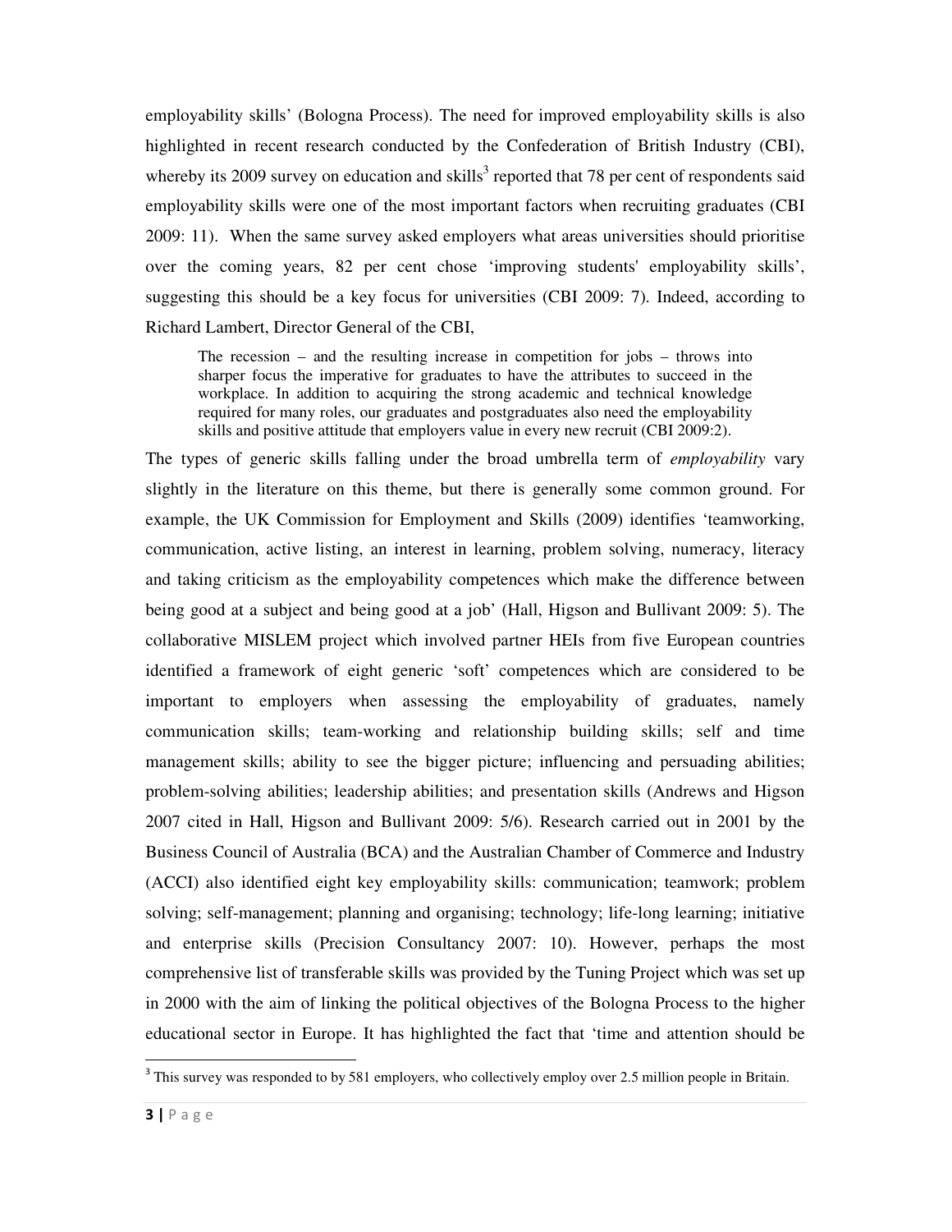employability skills' (Bologna Process). The need for improved employability skills is also highlighted in recent research conducted by the Confederation of British Industry (CBI), whereby its 2009 survey on education and skills[3] reported that 78 per cent of respondents said employability skills were one of the most important factors when recruiting graduates (CBI 2009: 11). When the same survey asked employers what areas universities should prioritise over the coming years, 82 per cent chose 'improving students' employability skills', suggesting this should be a key focus for universities (CBI 2009: 7). Indeed, according to Richard Lambert, Director General of the CBI,

> The recession – and the resulting increase in competition for jobs – throws into sharper focus the imperative for graduates to have the attributes to succeed in the workplace. In addition to acquiring the strong academic and technical knowledge required for many roles, our graduates and postgraduates also need the employability skills and positive attitude that employers value in every new recruit (CBI 2009:2).

The types of generic skills falling under the broad umbrella term of *employability* vary slightly in the literature on this theme, but there is generally some common ground. For example, the UK Commission for Employment and Skills (2009) identifies 'teamworking, communication, active listing, an interest in learning, problem solving, numeracy, literacy and taking criticism as the employability competences which make the difference between being good at a subject and being good at a job' (Hall, Higson and Bullivant 2009: 5). The collaborative MISLEM project which involved partner HEIs from five European countries identified a framework of eight generic 'soft' competences which are considered to be important to employers when assessing the employability of graduates, namely communication skills; team-working and relationship building skills; self and time management skills; ability to see the bigger picture; influencing and persuading abilities; problem-solving abilities; leadership abilities; and presentation skills (Andrews and Higson 2007 cited in Hall, Higson and Bullivant 2009: 5/6). Research carried out in 2001 by the Business Council of Australia (BCA) and the Australian Chamber of Commerce and Industry (ACCI) also identified eight key employability skills: communication; teamwork; problem solving; self-management; planning and organising; technology; life-long learning; initiative and enterprise skills (Precision Consultancy 2007: 10). However, perhaps the most comprehensive list of transferable skills was provided by the Tuning Project which was set up in 2000 with the aim of linking the political objectives of the Bologna Process to the higher educational sector in Europe. It has highlighted the fact that 'time and attention should be

---

[3] This survey was responded to by 581 employers, who collectively employ over 2.5 million people in Britain.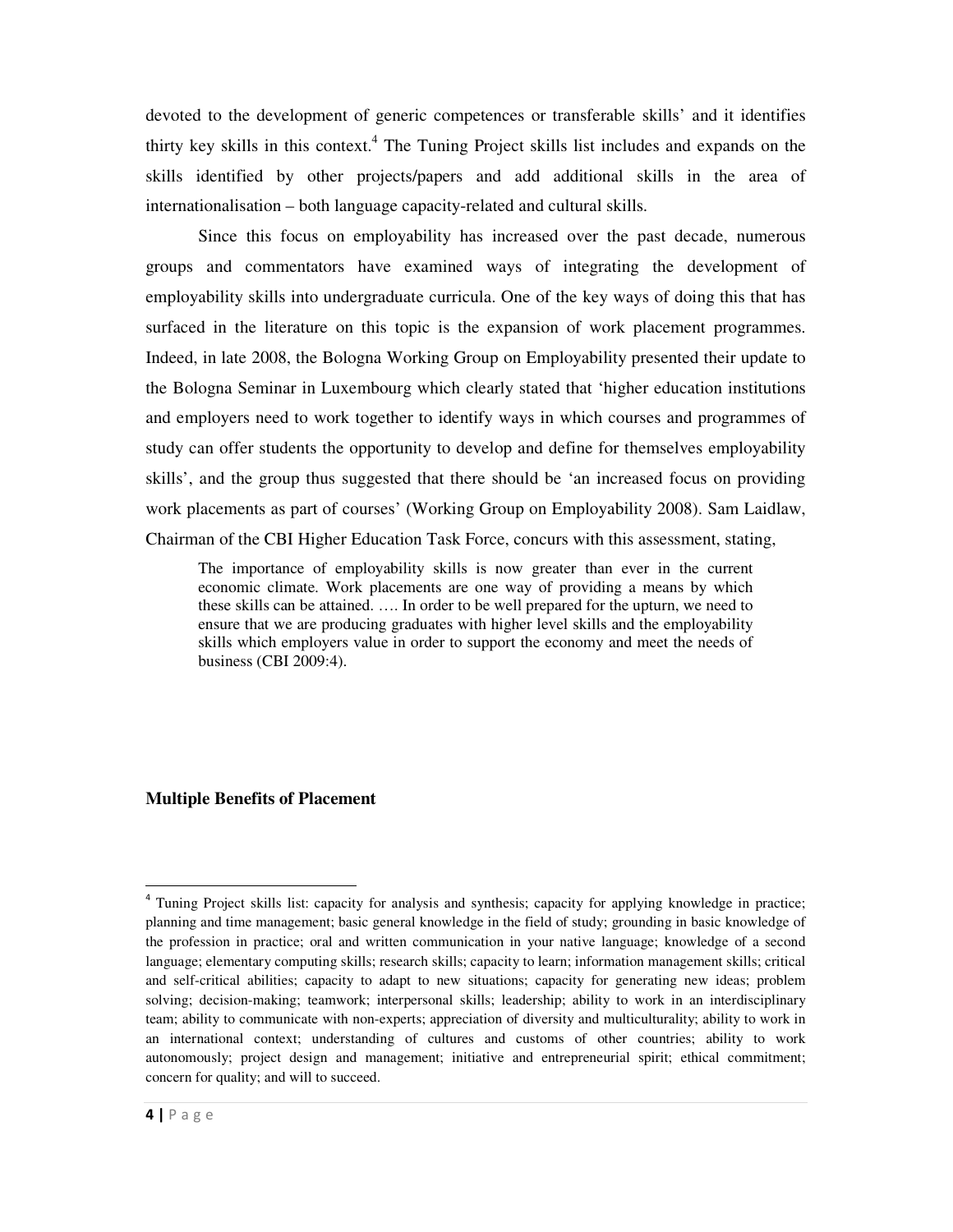devoted to the development of generic competences or transferable skills' and it identifies thirty key skills in this context.[4] The Tuning Project skills list includes and expands on the skills identified by other projects/papers and add additional skills in the area of internationalisation – both language capacity-related and cultural skills.

Since this focus on employability has increased over the past decade, numerous groups and commentators have examined ways of integrating the development of employability skills into undergraduate curricula. One of the key ways of doing this that has surfaced in the literature on this topic is the expansion of work placement programmes. Indeed, in late 2008, the Bologna Working Group on Employability presented their update to the Bologna Seminar in Luxembourg which clearly stated that 'higher education institutions and employers need to work together to identify ways in which courses and programmes of study can offer students the opportunity to develop and define for themselves employability skills', and the group thus suggested that there should be 'an increased focus on providing work placements as part of courses' (Working Group on Employability 2008). Sam Laidlaw, Chairman of the CBI Higher Education Task Force, concurs with this assessment, stating,

> The importance of employability skills is now greater than ever in the current economic climate. Work placements are one way of providing a means by which these skills can be attained. …. In order to be well prepared for the upturn, we need to ensure that we are producing graduates with higher level skills and the employability skills which employers value in order to support the economy and meet the needs of business (CBI 2009:4).

**Multiple Benefits of Placement**

---

[4] Tuning Project skills list: capacity for analysis and synthesis; capacity for applying knowledge in practice; planning and time management; basic general knowledge in the field of study; grounding in basic knowledge of the profession in practice; oral and written communication in your native language; knowledge of a second language; elementary computing skills; research skills; capacity to learn; information management skills; critical and self-critical abilities; capacity to adapt to new situations; capacity for generating new ideas; problem solving; decision-making; teamwork; interpersonal skills; leadership; ability to work in an interdisciplinary team; ability to communicate with non-experts; appreciation of diversity and multiculturality; ability to work in an international context; understanding of cultures and customs of other countries; ability to work autonomously; project design and management; initiative and entrepreneurial spirit; ethical commitment; concern for quality; and will to succeed.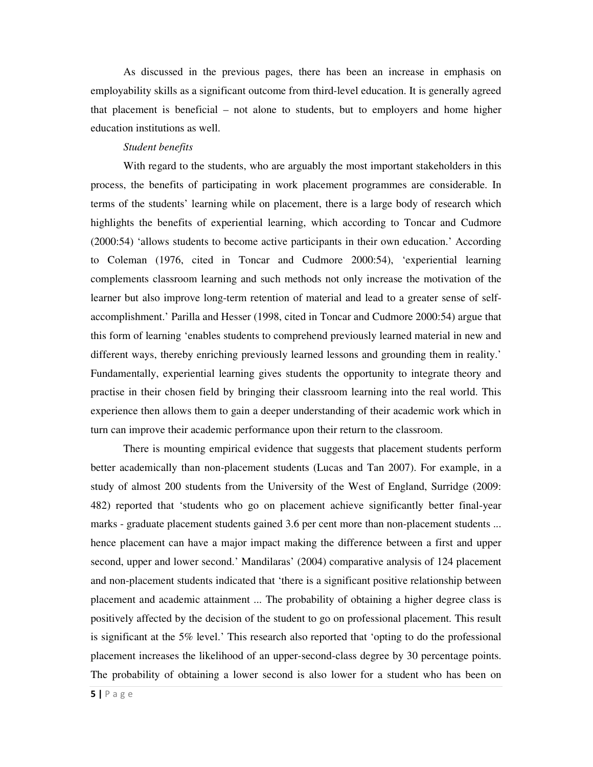As discussed in the previous pages, there has been an increase in emphasis on employability skills as a significant outcome from third-level education. It is generally agreed that placement is beneficial – not alone to students, but to employers and home higher education institutions as well.

*Student benefits*

With regard to the students, who are arguably the most important stakeholders in this process, the benefits of participating in work placement programmes are considerable. In terms of the students' learning while on placement, there is a large body of research which highlights the benefits of experiential learning, which according to Toncar and Cudmore (2000:54) 'allows students to become active participants in their own education.' According to Coleman (1976, cited in Toncar and Cudmore 2000:54), 'experiential learning complements classroom learning and such methods not only increase the motivation of the learner but also improve long-term retention of material and lead to a greater sense of self-accomplishment.' Parilla and Hesser (1998, cited in Toncar and Cudmore 2000:54) argue that this form of learning 'enables students to comprehend previously learned material in new and different ways, thereby enriching previously learned lessons and grounding them in reality.' Fundamentally, experiential learning gives students the opportunity to integrate theory and practise in their chosen field by bringing their classroom learning into the real world. This experience then allows them to gain a deeper understanding of their academic work which in turn can improve their academic performance upon their return to the classroom.

There is mounting empirical evidence that suggests that placement students perform better academically than non-placement students (Lucas and Tan 2007). For example, in a study of almost 200 students from the University of the West of England, Surridge (2009: 482) reported that 'students who go on placement achieve significantly better final-year marks - graduate placement students gained 3.6 per cent more than non-placement students ... hence placement can have a major impact making the difference between a first and upper second, upper and lower second.' Mandilaras' (2004) comparative analysis of 124 placement and non-placement students indicated that 'there is a significant positive relationship between placement and academic attainment ... The probability of obtaining a higher degree class is positively affected by the decision of the student to go on professional placement. This result is significant at the 5% level.' This research also reported that 'opting to do the professional placement increases the likelihood of an upper-second-class degree by 30 percentage points. The probability of obtaining a lower second is also lower for a student who has been on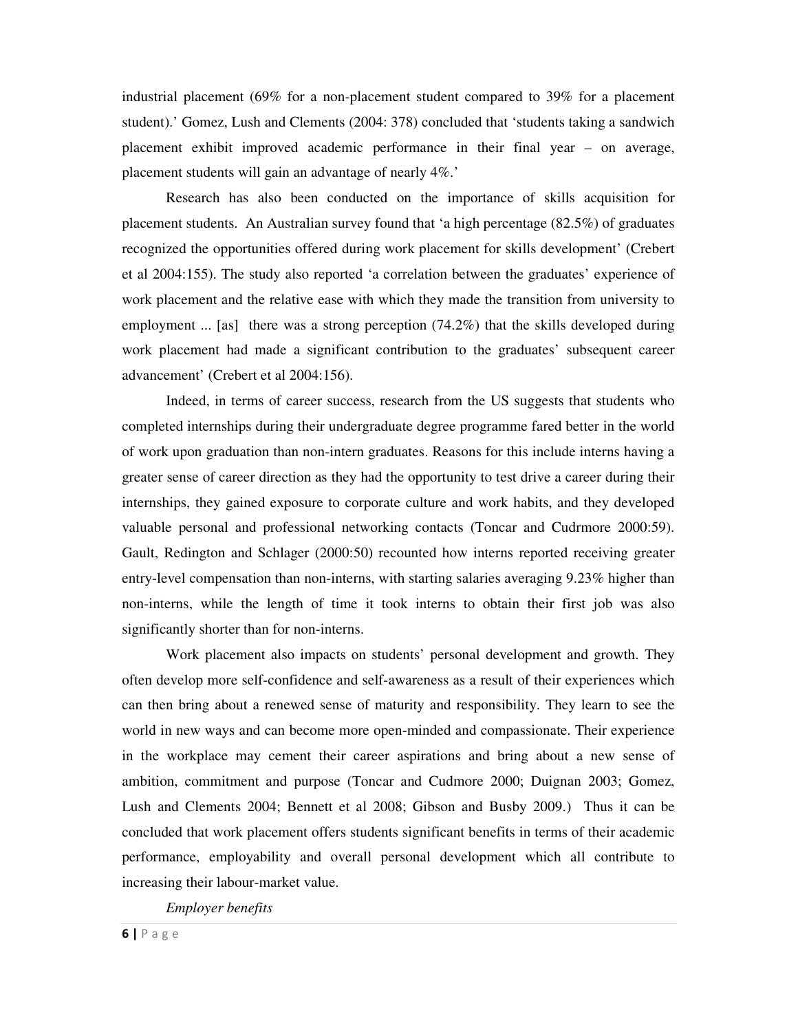industrial placement (69% for a non-placement student compared to 39% for a placement student).' Gomez, Lush and Clements (2004: 378) concluded that 'students taking a sandwich placement exhibit improved academic performance in their final year – on average, placement students will gain an advantage of nearly 4%.'

Research has also been conducted on the importance of skills acquisition for placement students. An Australian survey found that 'a high percentage (82.5%) of graduates recognized the opportunities offered during work placement for skills development' (Crebert et al 2004:155). The study also reported 'a correlation between the graduates' experience of work placement and the relative ease with which they made the transition from university to employment ... [as] there was a strong perception (74.2%) that the skills developed during work placement had made a significant contribution to the graduates' subsequent career advancement' (Crebert et al 2004:156).

Indeed, in terms of career success, research from the US suggests that students who completed internships during their undergraduate degree programme fared better in the world of work upon graduation than non-intern graduates. Reasons for this include interns having a greater sense of career direction as they had the opportunity to test drive a career during their internships, they gained exposure to corporate culture and work habits, and they developed valuable personal and professional networking contacts (Toncar and Cudrmore 2000:59). Gault, Redington and Schlager (2000:50) recounted how interns reported receiving greater entry-level compensation than non-interns, with starting salaries averaging 9.23% higher than non-interns, while the length of time it took interns to obtain their first job was also significantly shorter than for non-interns.

Work placement also impacts on students' personal development and growth. They often develop more self-confidence and self-awareness as a result of their experiences which can then bring about a renewed sense of maturity and responsibility. They learn to see the world in new ways and can become more open-minded and compassionate. Their experience in the workplace may cement their career aspirations and bring about a new sense of ambition, commitment and purpose (Toncar and Cudmore 2000; Duignan 2003; Gomez, Lush and Clements 2004; Bennett et al 2008; Gibson and Busby 2009.) Thus it can be concluded that work placement offers students significant benefits in terms of their academic performance, employability and overall personal development which all contribute to increasing their labour-market value.

*Employer benefits*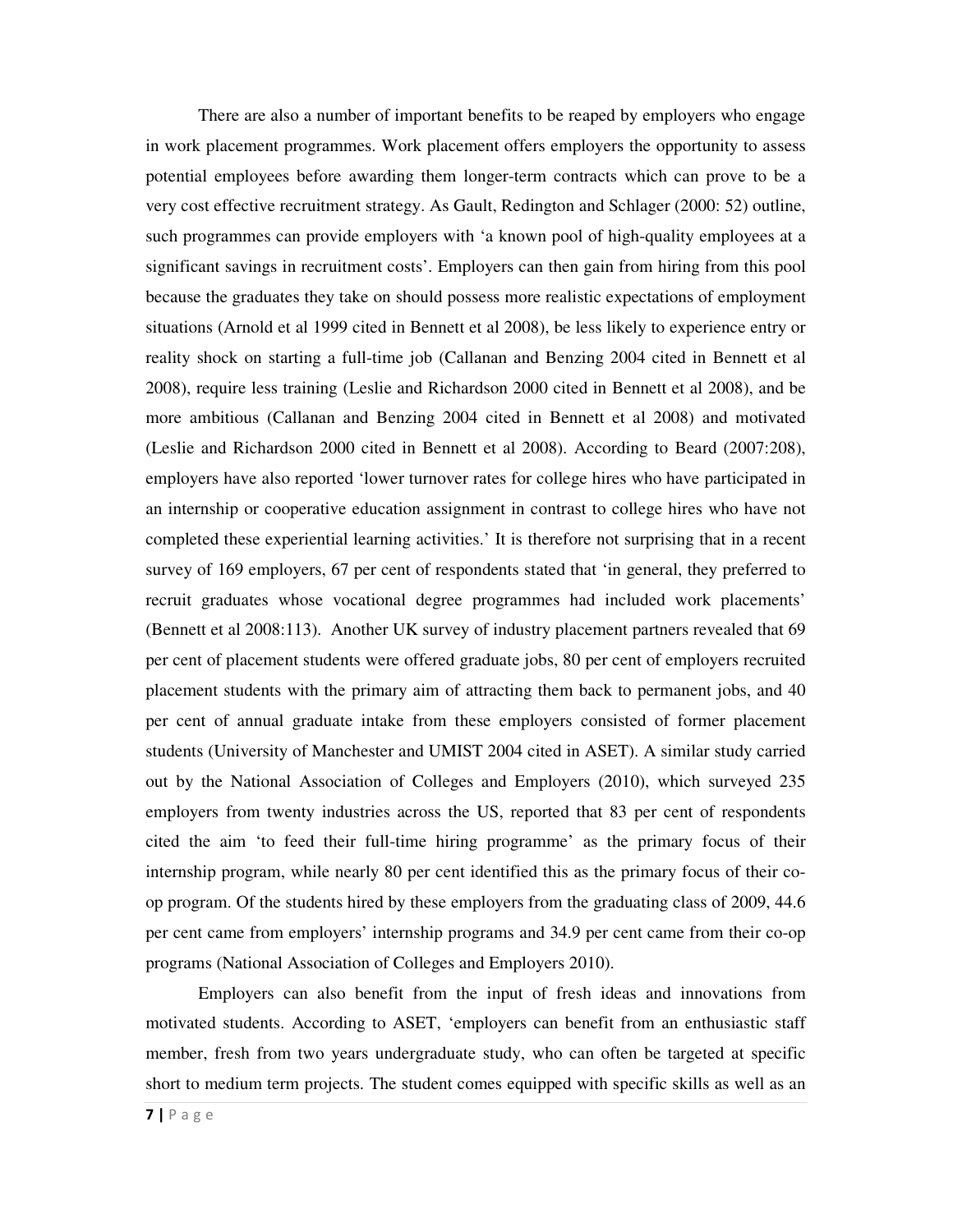There are also a number of important benefits to be reaped by employers who engage in work placement programmes. Work placement offers employers the opportunity to assess potential employees before awarding them longer-term contracts which can prove to be a very cost effective recruitment strategy. As Gault, Redington and Schlager (2000: 52) outline, such programmes can provide employers with 'a known pool of high-quality employees at a significant savings in recruitment costs'. Employers can then gain from hiring from this pool because the graduates they take on should possess more realistic expectations of employment situations (Arnold et al 1999 cited in Bennett et al 2008), be less likely to experience entry or reality shock on starting a full-time job (Callanan and Benzing 2004 cited in Bennett et al 2008), require less training (Leslie and Richardson 2000 cited in Bennett et al 2008), and be more ambitious (Callanan and Benzing 2004 cited in Bennett et al 2008) and motivated (Leslie and Richardson 2000 cited in Bennett et al 2008). According to Beard (2007:208), employers have also reported 'lower turnover rates for college hires who have participated in an internship or cooperative education assignment in contrast to college hires who have not completed these experiential learning activities.' It is therefore not surprising that in a recent survey of 169 employers, 67 per cent of respondents stated that 'in general, they preferred to recruit graduates whose vocational degree programmes had included work placements' (Bennett et al 2008:113). Another UK survey of industry placement partners revealed that 69 per cent of placement students were offered graduate jobs, 80 per cent of employers recruited placement students with the primary aim of attracting them back to permanent jobs, and 40 per cent of annual graduate intake from these employers consisted of former placement students (University of Manchester and UMIST 2004 cited in ASET). A similar study carried out by the National Association of Colleges and Employers (2010), which surveyed 235 employers from twenty industries across the US, reported that 83 per cent of respondents cited the aim 'to feed their full-time hiring programme' as the primary focus of their internship program, while nearly 80 per cent identified this as the primary focus of their co-op program. Of the students hired by these employers from the graduating class of 2009, 44.6 per cent came from employers' internship programs and 34.9 per cent came from their co-op programs (National Association of Colleges and Employers 2010).

Employers can also benefit from the input of fresh ideas and innovations from motivated students. According to ASET, 'employers can benefit from an enthusiastic staff member, fresh from two years undergraduate study, who can often be targeted at specific short to medium term projects. The student comes equipped with specific skills as well as an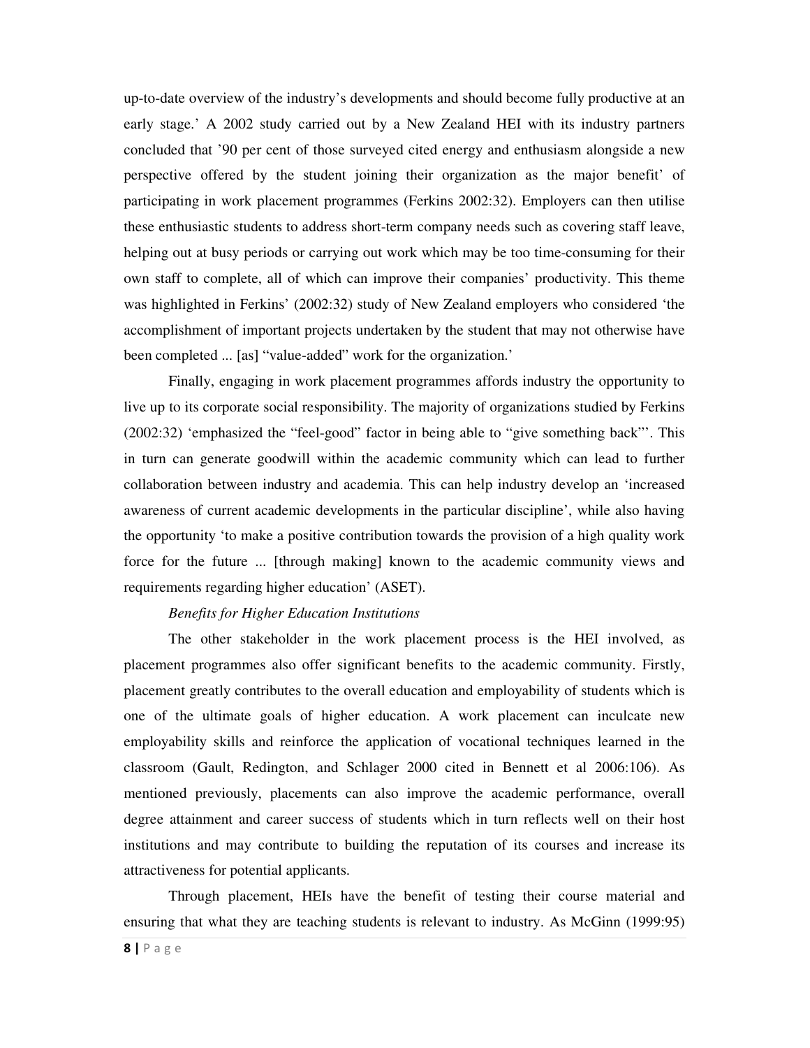up-to-date overview of the industry's developments and should become fully productive at an early stage.' A 2002 study carried out by a New Zealand HEI with its industry partners concluded that '90 per cent of those surveyed cited energy and enthusiasm alongside a new perspective offered by the student joining their organization as the major benefit' of participating in work placement programmes (Ferkins 2002:32). Employers can then utilise these enthusiastic students to address short-term company needs such as covering staff leave, helping out at busy periods or carrying out work which may be too time-consuming for their own staff to complete, all of which can improve their companies' productivity. This theme was highlighted in Ferkins' (2002:32) study of New Zealand employers who considered 'the accomplishment of important projects undertaken by the student that may not otherwise have been completed ... [as] "value-added" work for the organization.'

Finally, engaging in work placement programmes affords industry the opportunity to live up to its corporate social responsibility. The majority of organizations studied by Ferkins (2002:32) 'emphasized the "feel-good" factor in being able to "give something back"'. This in turn can generate goodwill within the academic community which can lead to further collaboration between industry and academia. This can help industry develop an 'increased awareness of current academic developments in the particular discipline', while also having the opportunity 'to make a positive contribution towards the provision of a high quality work force for the future ... [through making] known to the academic community views and requirements regarding higher education' (ASET).

*Benefits for Higher Education Institutions*

The other stakeholder in the work placement process is the HEI involved, as placement programmes also offer significant benefits to the academic community. Firstly, placement greatly contributes to the overall education and employability of students which is one of the ultimate goals of higher education. A work placement can inculcate new employability skills and reinforce the application of vocational techniques learned in the classroom (Gault, Redington, and Schlager 2000 cited in Bennett et al 2006:106). As mentioned previously, placements can also improve the academic performance, overall degree attainment and career success of students which in turn reflects well on their host institutions and may contribute to building the reputation of its courses and increase its attractiveness for potential applicants.

Through placement, HEIs have the benefit of testing their course material and ensuring that what they are teaching students is relevant to industry. As McGinn (1999:95)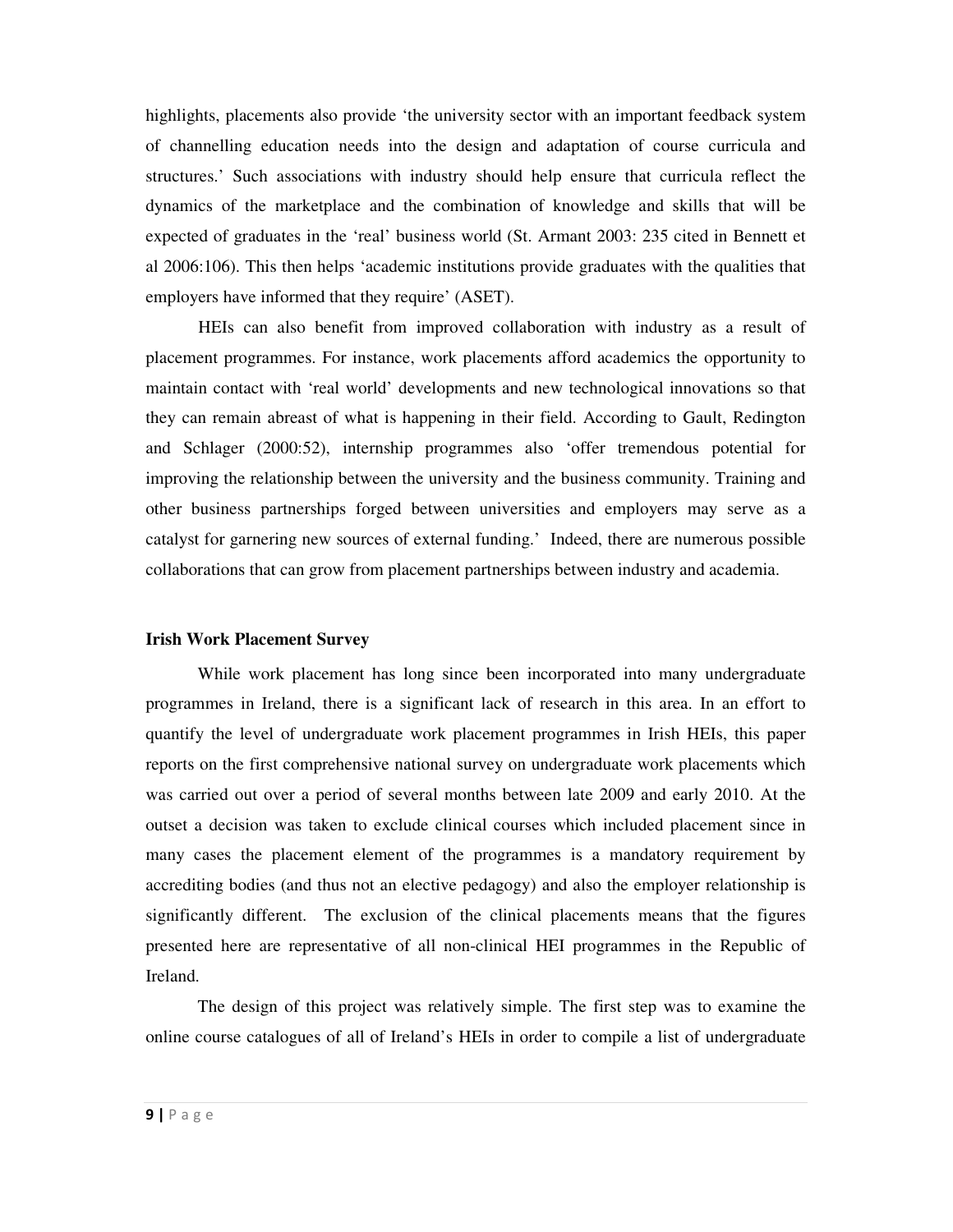highlights, placements also provide 'the university sector with an important feedback system of channelling education needs into the design and adaptation of course curricula and structures.' Such associations with industry should help ensure that curricula reflect the dynamics of the marketplace and the combination of knowledge and skills that will be expected of graduates in the 'real' business world (St. Armant 2003: 235 cited in Bennett et al 2006:106). This then helps 'academic institutions provide graduates with the qualities that employers have informed that they require' (ASET).

HEIs can also benefit from improved collaboration with industry as a result of placement programmes. For instance, work placements afford academics the opportunity to maintain contact with 'real world' developments and new technological innovations so that they can remain abreast of what is happening in their field. According to Gault, Redington and Schlager (2000:52), internship programmes also 'offer tremendous potential for improving the relationship between the university and the business community. Training and other business partnerships forged between universities and employers may serve as a catalyst for garnering new sources of external funding.' Indeed, there are numerous possible collaborations that can grow from placement partnerships between industry and academia.

**Irish Work Placement Survey**

While work placement has long since been incorporated into many undergraduate programmes in Ireland, there is a significant lack of research in this area. In an effort to quantify the level of undergraduate work placement programmes in Irish HEIs, this paper reports on the first comprehensive national survey on undergraduate work placements which was carried out over a period of several months between late 2009 and early 2010. At the outset a decision was taken to exclude clinical courses which included placement since in many cases the placement element of the programmes is a mandatory requirement by accrediting bodies (and thus not an elective pedagogy) and also the employer relationship is significantly different. The exclusion of the clinical placements means that the figures presented here are representative of all non-clinical HEI programmes in the Republic of Ireland.

The design of this project was relatively simple. The first step was to examine the online course catalogues of all of Ireland's HEIs in order to compile a list of undergraduate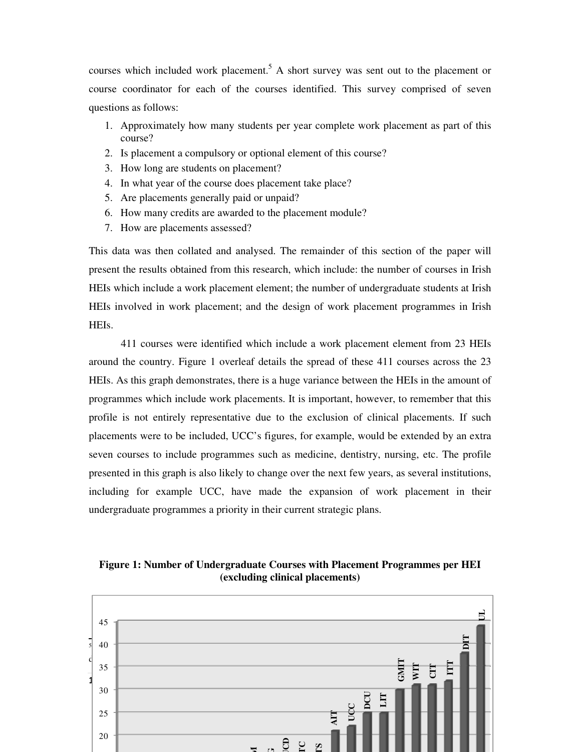courses which included work placement.[5] A short survey was sent out to the placement or course coordinator for each of the courses identified. This survey comprised of seven questions as follows:

1. Approximately how many students per year complete work placement as part of this course?
2. Is placement a compulsory or optional element of this course?
3. How long are students on placement?
4. In what year of the course does placement take place?
5. Are placements generally paid or unpaid?
6. How many credits are awarded to the placement module?
7. How are placements assessed?

This data was then collated and analysed. The remainder of this section of the paper will present the results obtained from this research, which include: the number of courses in Irish HEIs which include a work placement element; the number of undergraduate students at Irish HEIs involved in work placement; and the design of work placement programmes in Irish HEIs.

411 courses were identified which include a work placement element from 23 HEIs around the country. Figure 1 overleaf details the spread of these 411 courses across the 23 HEIs. As this graph demonstrates, there is a huge variance between the HEIs in the amount of programmes which include work placements. It is important, however, to remember that this profile is not entirely representative due to the exclusion of clinical placements. If such placements were to be included, UCC's figures, for example, would be extended by an extra seven courses to include programmes such as medicine, dentistry, nursing, etc. The profile presented in this graph is also likely to change over the next few years, as several institutions, including for example UCC, have made the expansion of work placement in their undergraduate programmes a priority in their current strategic plans.

**Figure 1: Number of Undergraduate Courses with Placement Programmes per HEI (excluding clinical placements)**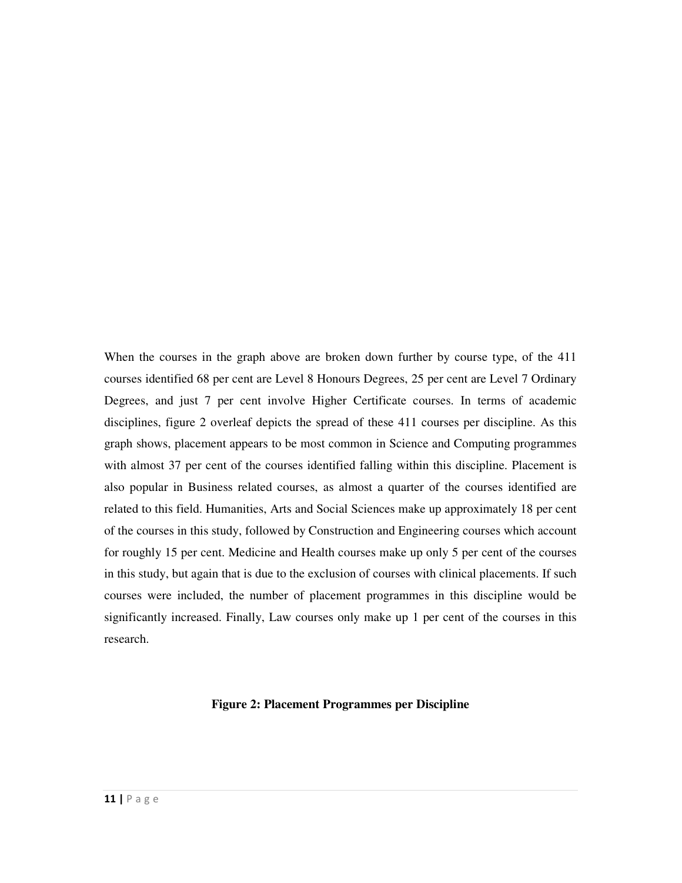When the courses in the graph above are broken down further by course type, of the 411 courses identified 68 per cent are Level 8 Honours Degrees, 25 per cent are Level 7 Ordinary Degrees, and just 7 per cent involve Higher Certificate courses. In terms of academic disciplines, figure 2 overleaf depicts the spread of these 411 courses per discipline. As this graph shows, placement appears to be most common in Science and Computing programmes with almost 37 per cent of the courses identified falling within this discipline. Placement is also popular in Business related courses, as almost a quarter of the courses identified are related to this field. Humanities, Arts and Social Sciences make up approximately 18 per cent of the courses in this study, followed by Construction and Engineering courses which account for roughly 15 per cent. Medicine and Health courses make up only 5 per cent of the courses in this study, but again that is due to the exclusion of courses with clinical placements. If such courses were included, the number of placement programmes in this discipline would be significantly increased. Finally, Law courses only make up 1 per cent of the courses in this research.

**Figure 2: Placement Programmes per Discipline**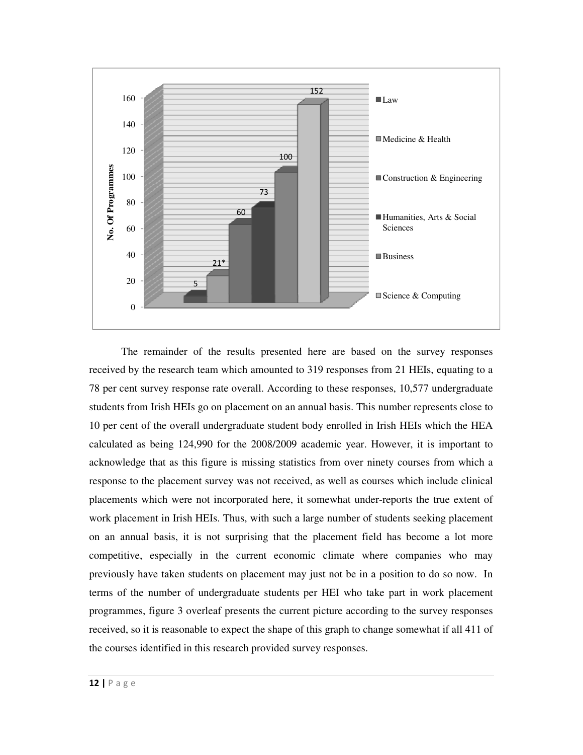The remainder of the results presented here are based on the survey responses received by the research team which amounted to 319 responses from 21 HEIs, equating to a 78 per cent survey response rate overall. According to these responses, 10,577 undergraduate students from Irish HEIs go on placement on an annual basis. This number represents close to 10 per cent of the overall undergraduate student body enrolled in Irish HEIs which the HEA calculated as being 124,990 for the 2008/2009 academic year. However, it is important to acknowledge that as this figure is missing statistics from over ninety courses from which a response to the placement survey was not received, as well as courses which include clinical placements which were not incorporated here, it somewhat under-reports the true extent of work placement in Irish HEIs. Thus, with such a large number of students seeking placement on an annual basis, it is not surprising that the placement field has become a lot more competitive, especially in the current economic climate where companies who may previously have taken students on placement may just not be in a position to do so now. In terms of the number of undergraduate students per HEI who take part in work placement programmes, figure 3 overleaf presents the current picture according to the survey responses received, so it is reasonable to expect the shape of this graph to change somewhat if all 411 of the courses identified in this research provided survey responses.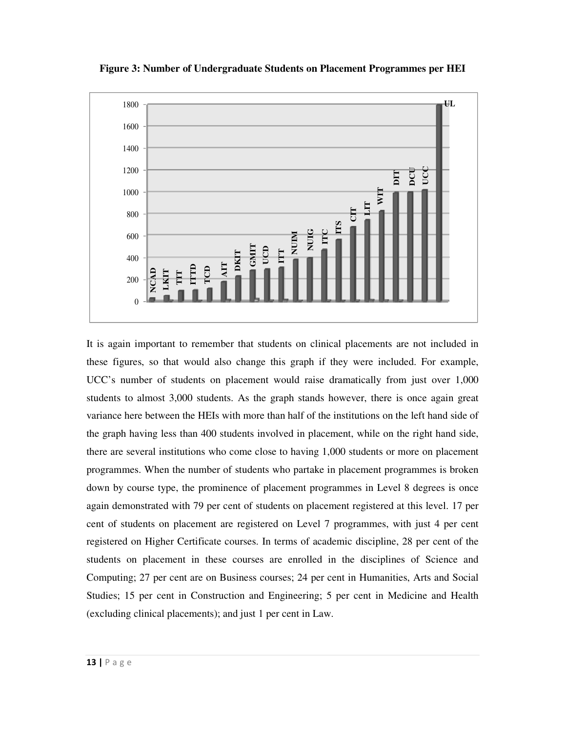**Figure 3: Number of Undergraduate Students on Placement Programmes per HEI**

It is again important to remember that students on clinical placements are not included in these figures, so that would also change this graph if they were included. For example, UCC's number of students on placement would raise dramatically from just over 1,000 students to almost 3,000 students. As the graph stands however, there is once again great variance here between the HEIs with more than half of the institutions on the left hand side of the graph having less than 400 students involved in placement, while on the right hand side, there are several institutions who come close to having 1,000 students or more on placement programmes. When the number of students who partake in placement programmes is broken down by course type, the prominence of placement programmes in Level 8 degrees is once again demonstrated with 79 per cent of students on placement registered at this level. 17 per cent of students on placement are registered on Level 7 programmes, with just 4 per cent registered on Higher Certificate courses. In terms of academic discipline, 28 per cent of the students on placement in these courses are enrolled in the disciplines of Science and Computing; 27 per cent are on Business courses; 24 per cent in Humanities, Arts and Social Studies; 15 per cent in Construction and Engineering; 5 per cent in Medicine and Health (excluding clinical placements); and just 1 per cent in Law.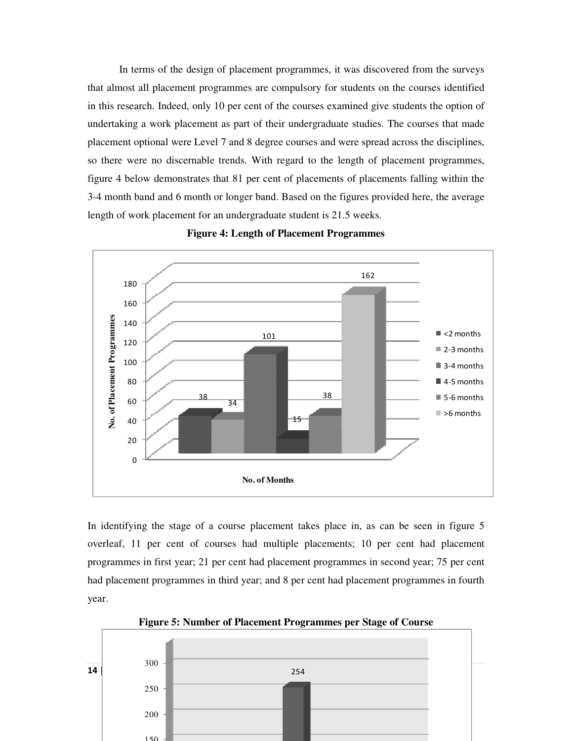In terms of the design of placement programmes, it was discovered from the surveys that almost all placement programmes are compulsory for students on the courses identified in this research. Indeed, only 10 per cent of the courses examined give students the option of undertaking a work placement as part of their undergraduate studies. The courses that made placement optional were Level 7 and 8 degree courses and were spread across the disciplines, so there were no discernable trends. With regard to the length of placement programmes, figure 4 below demonstrates that 81 per cent of placements of placements falling within the 3-4 month band and 6 month or longer band. Based on the figures provided here, the average length of work placement for an undergraduate student is 21.5 weeks.

**Figure 4: Length of Placement Programmes**

| No. of Months | No. of Placement Programmes |
|---|---|
| <2 months | 38 |
| 2-3 months | 34 |
| 3-4 months | 101 |
| 4-5 months | 15 |
| 5-6 months | 38 |
| >6 months | 162 |

In identifying the stage of a course placement takes place in, as can be seen in figure 5 overleaf, 11 per cent of courses had multiple placements; 10 per cent had placement programmes in first year; 21 per cent had placement programmes in second year; 75 per cent had placement programmes in third year; and 8 per cent had placement programmes in fourth year.

**Figure 5: Number of Placement Programmes per Stage of Course**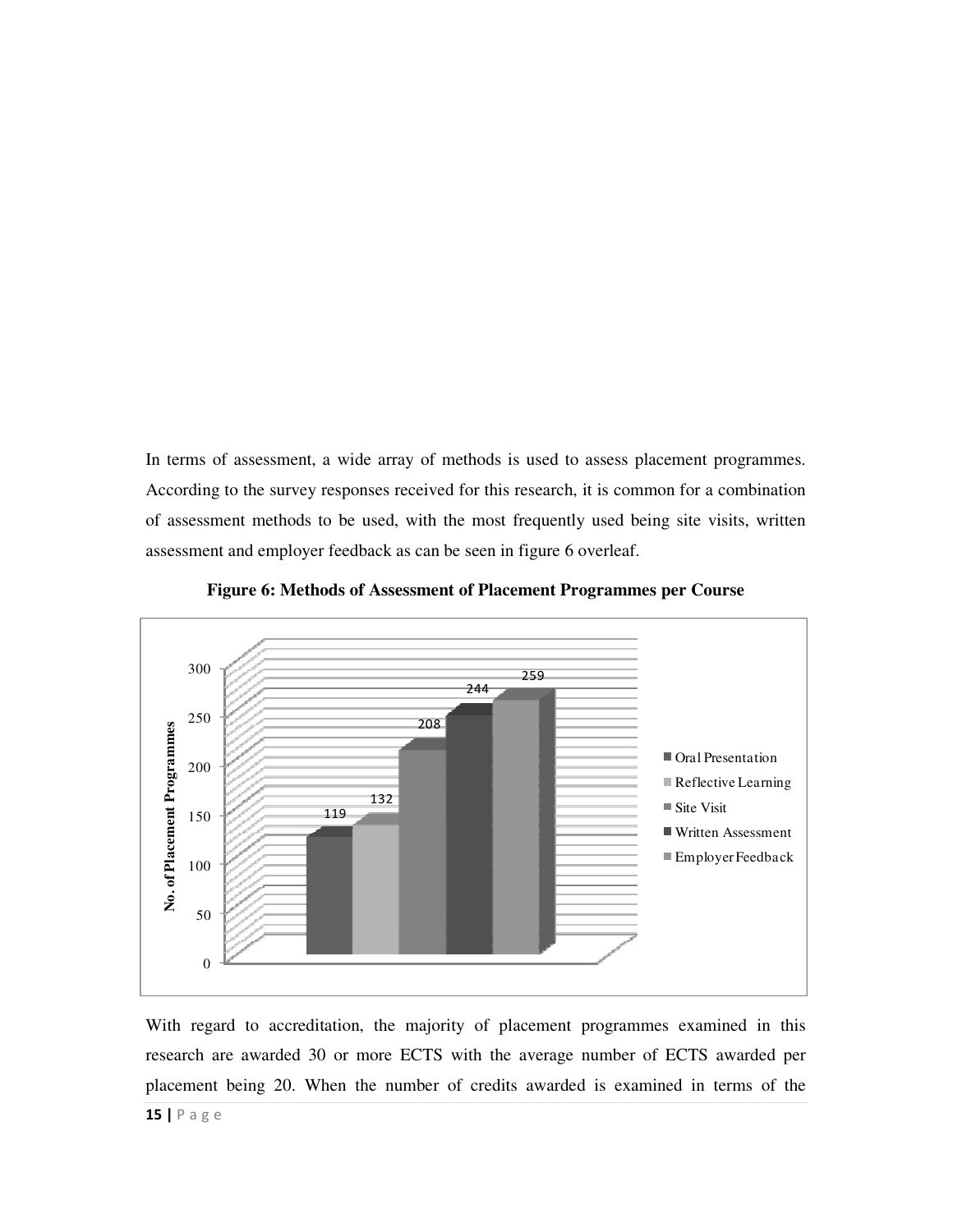In terms of assessment, a wide array of methods is used to assess placement programmes. According to the survey responses received for this research, it is common for a combination of assessment methods to be used, with the most frequently used being site visits, written assessment and employer feedback as can be seen in figure 6 overleaf.

**Figure 6: Methods of Assessment of Placement Programmes per Course**

| Method of Assessment | No. of Placement Programmes |
|---|---|
| Oral Presentation | 119 |
| Reflective Learning | 132 |
| Site Visit | 208 |
| Written Assessment | 244 |
| Employer Feedback | 259 |

With regard to accreditation, the majority of placement programmes examined in this research are awarded 30 or more ECTS with the average number of ECTS awarded per placement being 20. When the number of credits awarded is examined in terms of the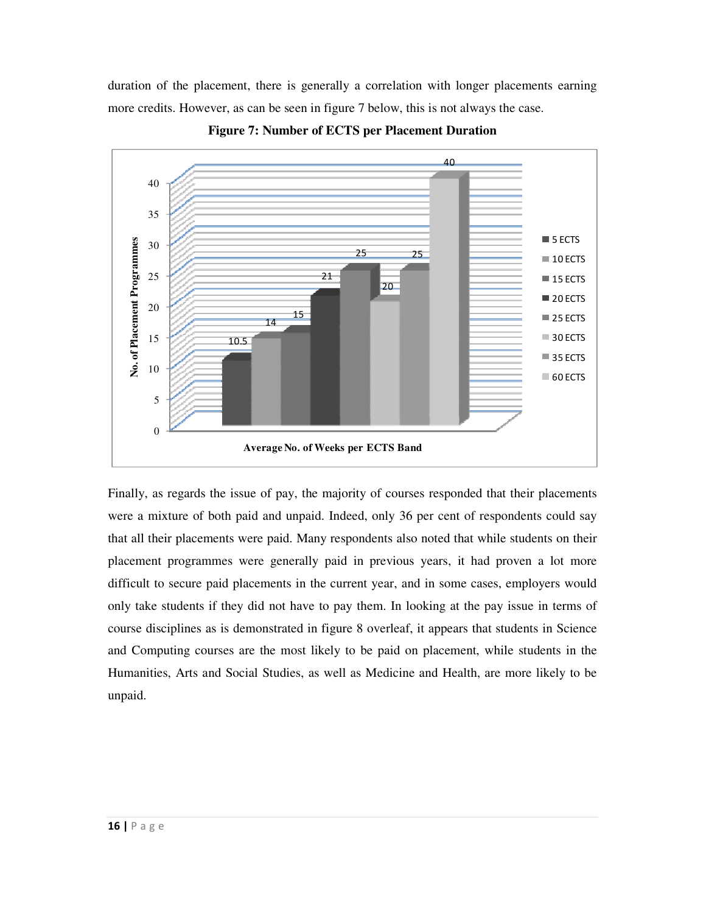duration of the placement, there is generally a correlation with longer placements earning more credits. However, as can be seen in figure 7 below, this is not always the case.

**Figure 7: Number of ECTS per Placement Duration**

| ECTS Band | Average No. of Weeks |
|---|---|
| 5 ECTS | 10.5 |
| 10 ECTS | 14 |
| 15 ECTS | 15 |
| 20 ECTS | 21 |
| 25 ECTS | 25 |
| 30 ECTS | 20 |
| 35 ECTS | 25 |
| 60 ECTS | 40 |

Finally, as regards the issue of pay, the majority of courses responded that their placements were a mixture of both paid and unpaid. Indeed, only 36 per cent of respondents could say that all their placements were paid. Many respondents also noted that while students on their placement programmes were generally paid in previous years, it had proven a lot more difficult to secure paid placements in the current year, and in some cases, employers would only take students if they did not have to pay them. In looking at the pay issue in terms of course disciplines as is demonstrated in figure 8 overleaf, it appears that students in Science and Computing courses are the most likely to be paid on placement, while students in the Humanities, Arts and Social Studies, as well as Medicine and Health, are more likely to be unpaid.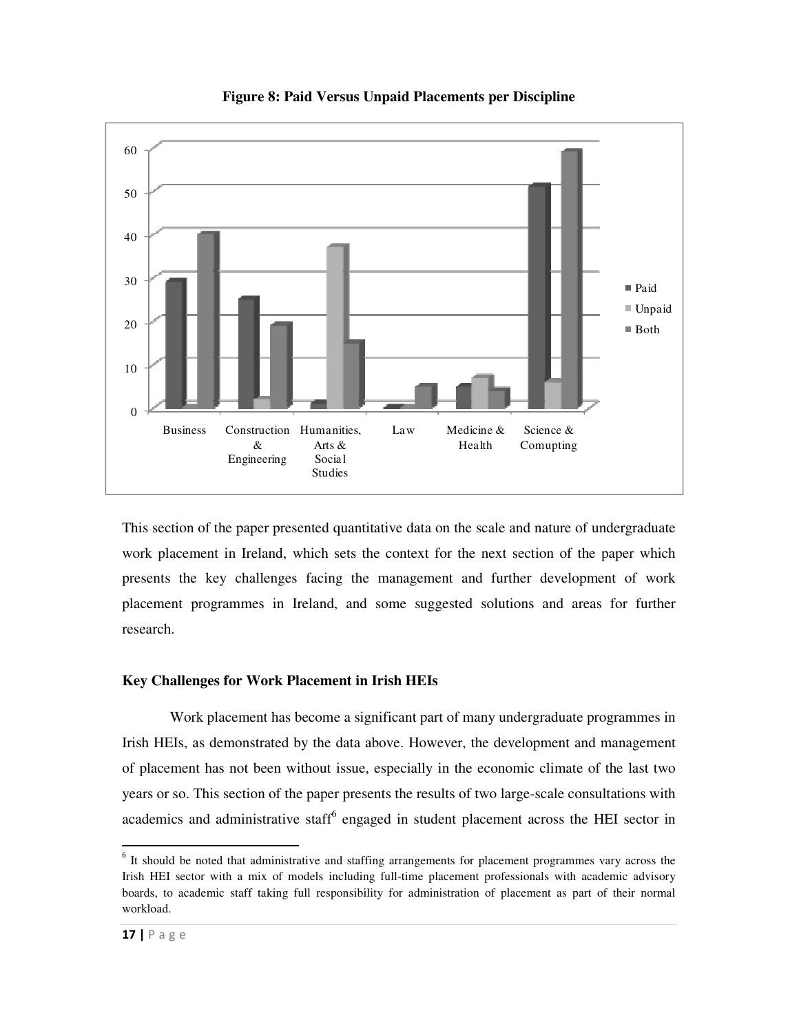**Figure 8: Paid Versus Unpaid Placements per Discipline**

This section of the paper presented quantitative data on the scale and nature of undergraduate work placement in Ireland, which sets the context for the next section of the paper which presents the key challenges facing the management and further development of work placement programmes in Ireland, and some suggested solutions and areas for further research.

### Key Challenges for Work Placement in Irish HEIs

Work placement has become a significant part of many undergraduate programmes in Irish HEIs, as demonstrated by the data above. However, the development and management of placement has not been without issue, especially in the economic climate of the last two years or so. This section of the paper presents the results of two large-scale consultations with academics and administrative staff[6] engaged in student placement across the HEI sector in

[6] It should be noted that administrative and staffing arrangements for placement programmes vary across the Irish HEI sector with a mix of models including full-time placement professionals with academic advisory boards, to academic staff taking full responsibility for administration of placement as part of their normal workload.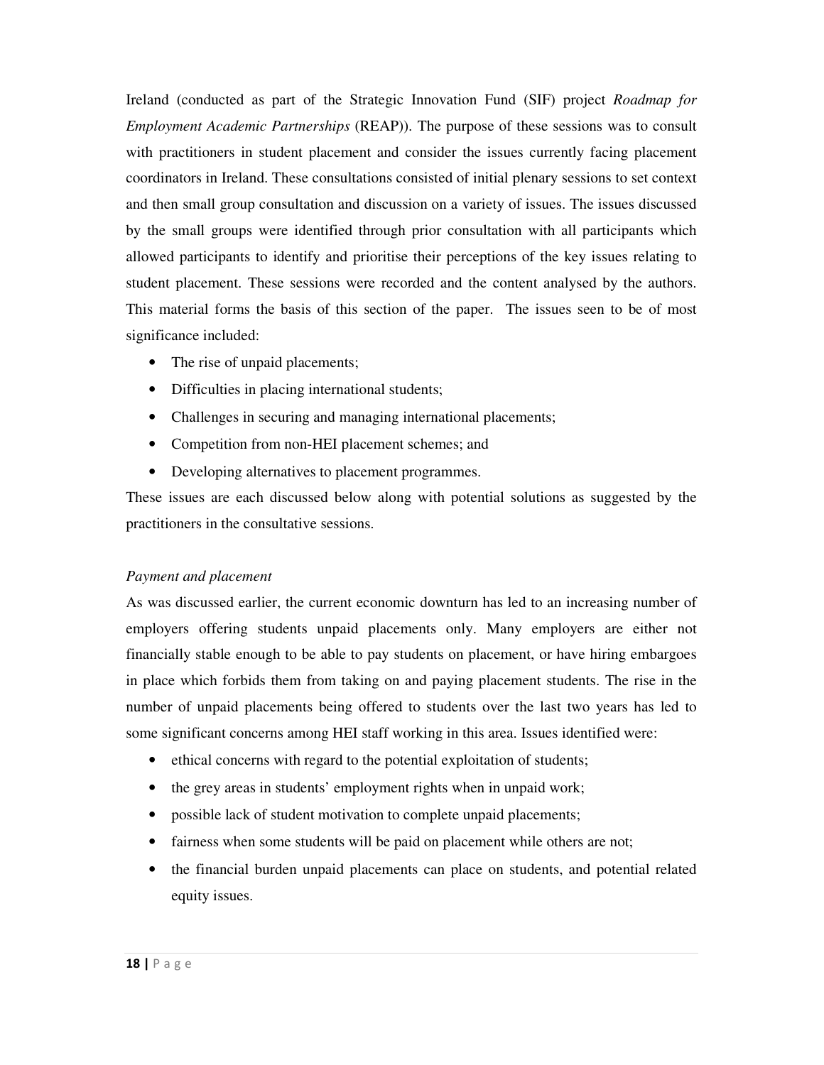Ireland (conducted as part of the Strategic Innovation Fund (SIF) project *Roadmap for Employment Academic Partnerships* (REAP)). The purpose of these sessions was to consult with practitioners in student placement and consider the issues currently facing placement coordinators in Ireland. These consultations consisted of initial plenary sessions to set context and then small group consultation and discussion on a variety of issues. The issues discussed by the small groups were identified through prior consultation with all participants which allowed participants to identify and prioritise their perceptions of the key issues relating to student placement. These sessions were recorded and the content analysed by the authors. This material forms the basis of this section of the paper. The issues seen to be of most significance included:

- The rise of unpaid placements;
- Difficulties in placing international students;
- Challenges in securing and managing international placements;
- Competition from non-HEI placement schemes; and
- Developing alternatives to placement programmes.

These issues are each discussed below along with potential solutions as suggested by the practitioners in the consultative sessions.

*Payment and placement*

As was discussed earlier, the current economic downturn has led to an increasing number of employers offering students unpaid placements only. Many employers are either not financially stable enough to be able to pay students on placement, or have hiring embargoes in place which forbids them from taking on and paying placement students. The rise in the number of unpaid placements being offered to students over the last two years has led to some significant concerns among HEI staff working in this area. Issues identified were:

- ethical concerns with regard to the potential exploitation of students;
- the grey areas in students' employment rights when in unpaid work;
- possible lack of student motivation to complete unpaid placements;
- fairness when some students will be paid on placement while others are not;
- the financial burden unpaid placements can place on students, and potential related equity issues.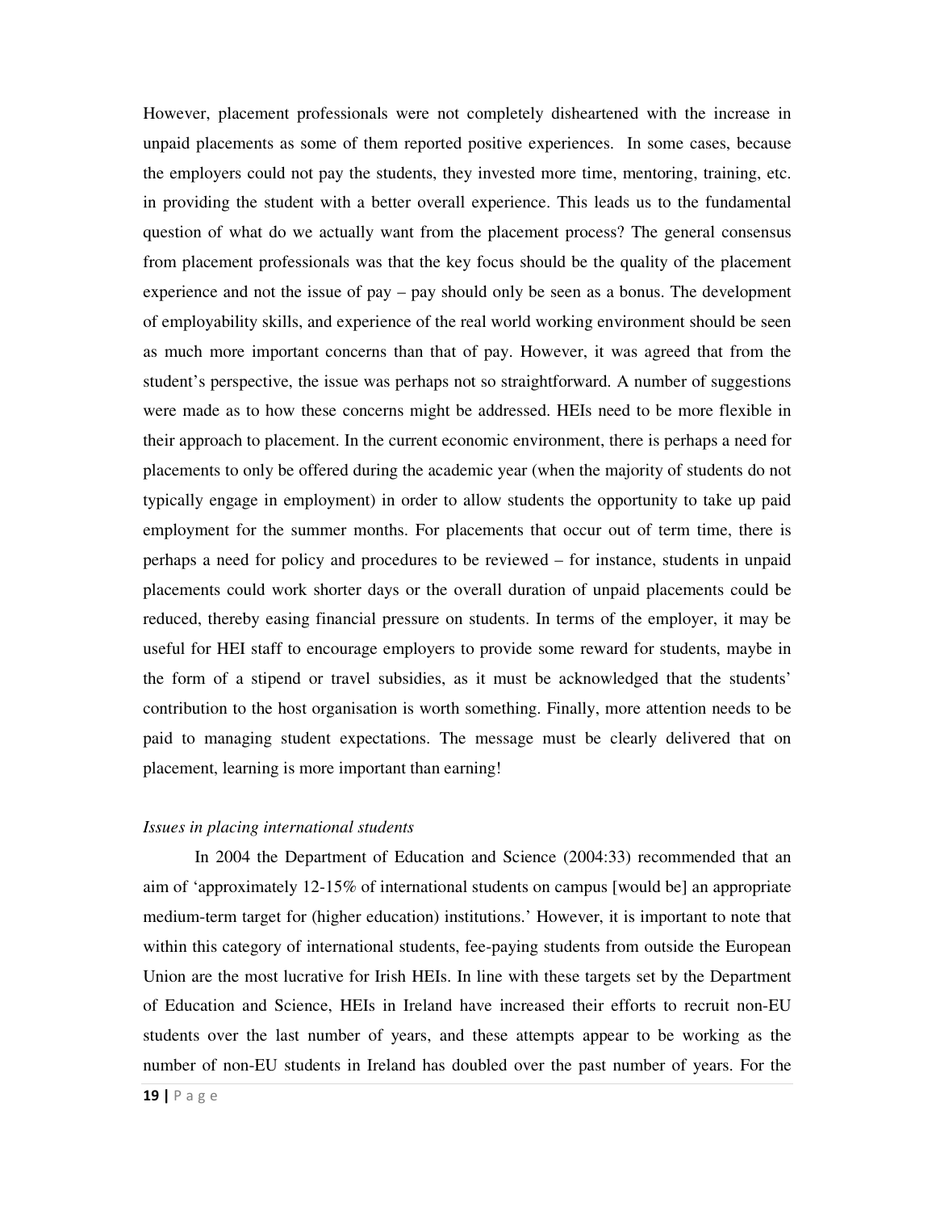However, placement professionals were not completely disheartened with the increase in unpaid placements as some of them reported positive experiences. In some cases, because the employers could not pay the students, they invested more time, mentoring, training, etc. in providing the student with a better overall experience. This leads us to the fundamental question of what do we actually want from the placement process? The general consensus from placement professionals was that the key focus should be the quality of the placement experience and not the issue of pay – pay should only be seen as a bonus. The development of employability skills, and experience of the real world working environment should be seen as much more important concerns than that of pay. However, it was agreed that from the student's perspective, the issue was perhaps not so straightforward. A number of suggestions were made as to how these concerns might be addressed. HEIs need to be more flexible in their approach to placement. In the current economic environment, there is perhaps a need for placements to only be offered during the academic year (when the majority of students do not typically engage in employment) in order to allow students the opportunity to take up paid employment for the summer months. For placements that occur out of term time, there is perhaps a need for policy and procedures to be reviewed – for instance, students in unpaid placements could work shorter days or the overall duration of unpaid placements could be reduced, thereby easing financial pressure on students. In terms of the employer, it may be useful for HEI staff to encourage employers to provide some reward for students, maybe in the form of a stipend or travel subsidies, as it must be acknowledged that the students' contribution to the host organisation is worth something. Finally, more attention needs to be paid to managing student expectations. The message must be clearly delivered that on placement, learning is more important than earning!

*Issues in placing international students*

In 2004 the Department of Education and Science (2004:33) recommended that an aim of 'approximately 12-15% of international students on campus [would be] an appropriate medium-term target for (higher education) institutions.' However, it is important to note that within this category of international students, fee-paying students from outside the European Union are the most lucrative for Irish HEIs. In line with these targets set by the Department of Education and Science, HEIs in Ireland have increased their efforts to recruit non-EU students over the last number of years, and these attempts appear to be working as the number of non-EU students in Ireland has doubled over the past number of years. For the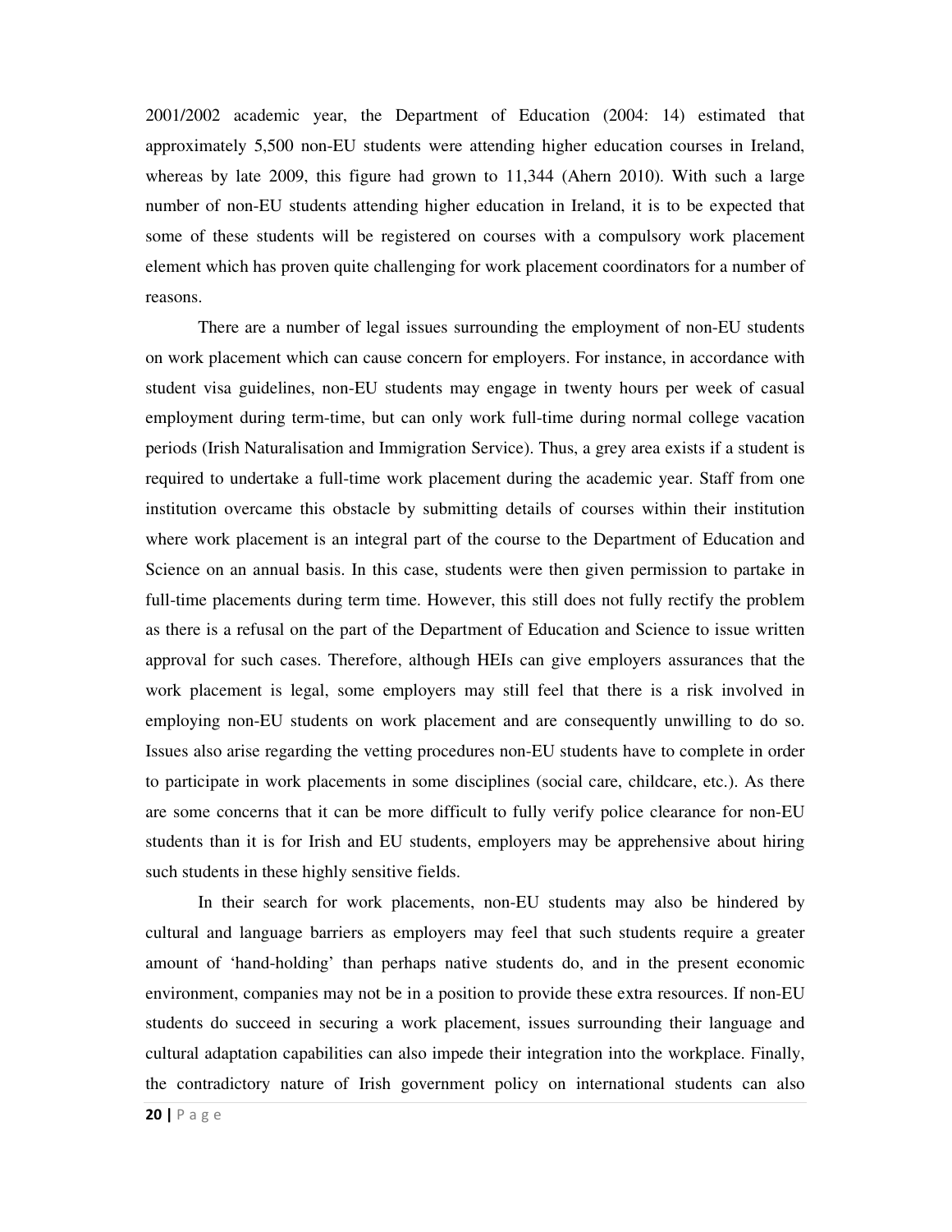2001/2002 academic year, the Department of Education (2004: 14) estimated that approximately 5,500 non-EU students were attending higher education courses in Ireland, whereas by late 2009, this figure had grown to 11,344 (Ahern 2010). With such a large number of non-EU students attending higher education in Ireland, it is to be expected that some of these students will be registered on courses with a compulsory work placement element which has proven quite challenging for work placement coordinators for a number of reasons.

There are a number of legal issues surrounding the employment of non-EU students on work placement which can cause concern for employers. For instance, in accordance with student visa guidelines, non-EU students may engage in twenty hours per week of casual employment during term-time, but can only work full-time during normal college vacation periods (Irish Naturalisation and Immigration Service). Thus, a grey area exists if a student is required to undertake a full-time work placement during the academic year. Staff from one institution overcame this obstacle by submitting details of courses within their institution where work placement is an integral part of the course to the Department of Education and Science on an annual basis. In this case, students were then given permission to partake in full-time placements during term time. However, this still does not fully rectify the problem as there is a refusal on the part of the Department of Education and Science to issue written approval for such cases. Therefore, although HEIs can give employers assurances that the work placement is legal, some employers may still feel that there is a risk involved in employing non-EU students on work placement and are consequently unwilling to do so. Issues also arise regarding the vetting procedures non-EU students have to complete in order to participate in work placements in some disciplines (social care, childcare, etc.). As there are some concerns that it can be more difficult to fully verify police clearance for non-EU students than it is for Irish and EU students, employers may be apprehensive about hiring such students in these highly sensitive fields.

In their search for work placements, non-EU students may also be hindered by cultural and language barriers as employers may feel that such students require a greater amount of 'hand-holding' than perhaps native students do, and in the present economic environment, companies may not be in a position to provide these extra resources. If non-EU students do succeed in securing a work placement, issues surrounding their language and cultural adaptation capabilities can also impede their integration into the workplace. Finally, the contradictory nature of Irish government policy on international students can also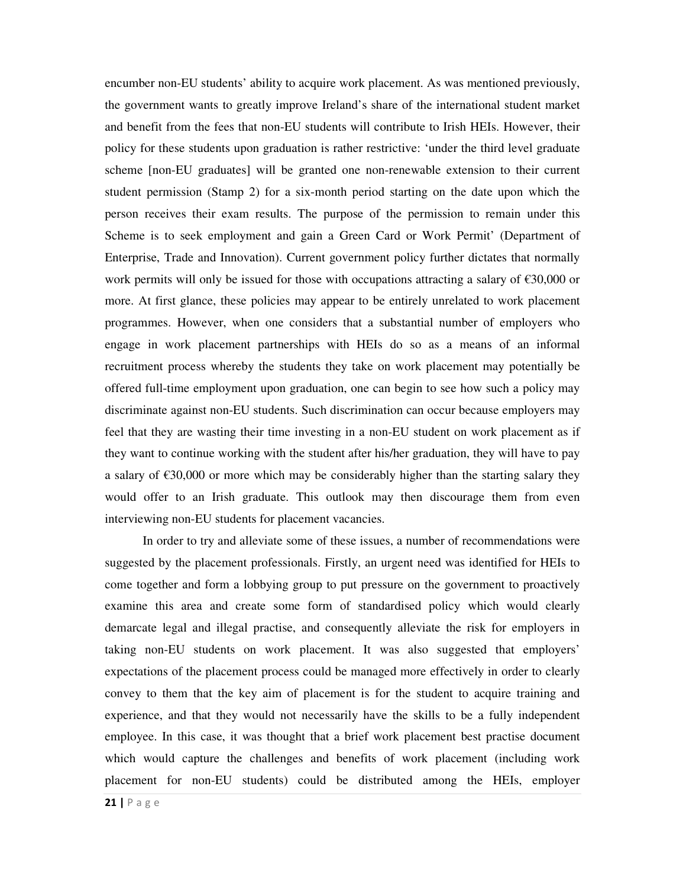encumber non-EU students' ability to acquire work placement. As was mentioned previously, the government wants to greatly improve Ireland's share of the international student market and benefit from the fees that non-EU students will contribute to Irish HEIs. However, their policy for these students upon graduation is rather restrictive: 'under the third level graduate scheme [non-EU graduates] will be granted one non-renewable extension to their current student permission (Stamp 2) for a six-month period starting on the date upon which the person receives their exam results. The purpose of the permission to remain under this Scheme is to seek employment and gain a Green Card or Work Permit' (Department of Enterprise, Trade and Innovation). Current government policy further dictates that normally work permits will only be issued for those with occupations attracting a salary of €30,000 or more. At first glance, these policies may appear to be entirely unrelated to work placement programmes. However, when one considers that a substantial number of employers who engage in work placement partnerships with HEIs do so as a means of an informal recruitment process whereby the students they take on work placement may potentially be offered full-time employment upon graduation, one can begin to see how such a policy may discriminate against non-EU students. Such discrimination can occur because employers may feel that they are wasting their time investing in a non-EU student on work placement as if they want to continue working with the student after his/her graduation, they will have to pay a salary of €30,000 or more which may be considerably higher than the starting salary they would offer to an Irish graduate. This outlook may then discourage them from even interviewing non-EU students for placement vacancies.

In order to try and alleviate some of these issues, a number of recommendations were suggested by the placement professionals. Firstly, an urgent need was identified for HEIs to come together and form a lobbying group to put pressure on the government to proactively examine this area and create some form of standardised policy which would clearly demarcate legal and illegal practise, and consequently alleviate the risk for employers in taking non-EU students on work placement. It was also suggested that employers' expectations of the placement process could be managed more effectively in order to clearly convey to them that the key aim of placement is for the student to acquire training and experience, and that they would not necessarily have the skills to be a fully independent employee. In this case, it was thought that a brief work placement best practise document which would capture the challenges and benefits of work placement (including work placement for non-EU students) could be distributed among the HEIs, employer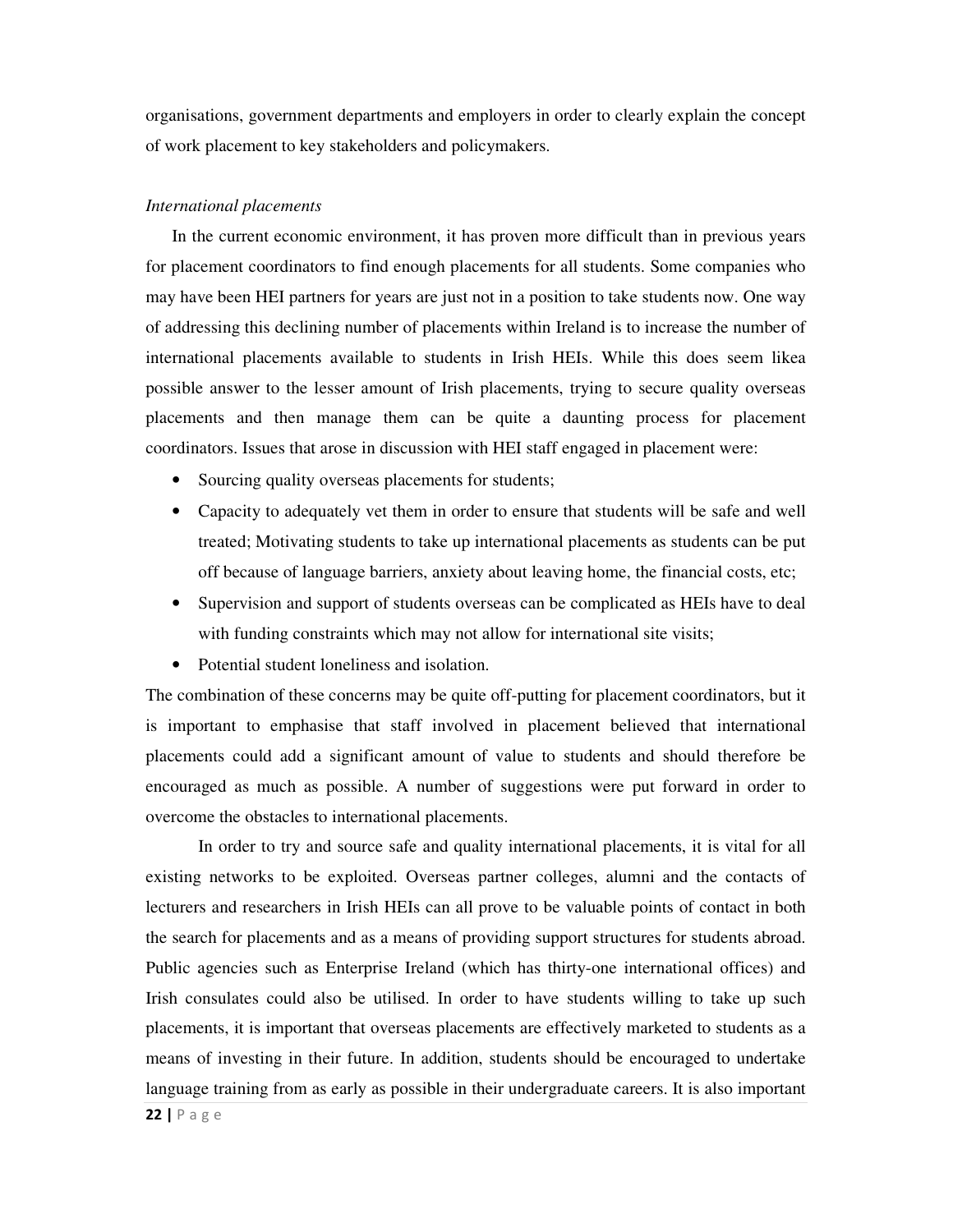organisations, government departments and employers in order to clearly explain the concept of work placement to key stakeholders and policymakers.

*International placements*

In the current economic environment, it has proven more difficult than in previous years for placement coordinators to find enough placements for all students. Some companies who may have been HEI partners for years are just not in a position to take students now. One way of addressing this declining number of placements within Ireland is to increase the number of international placements available to students in Irish HEIs. While this does seem likea possible answer to the lesser amount of Irish placements, trying to secure quality overseas placements and then manage them can be quite a daunting process for placement coordinators. Issues that arose in discussion with HEI staff engaged in placement were:

- Sourcing quality overseas placements for students;
- Capacity to adequately vet them in order to ensure that students will be safe and well treated; Motivating students to take up international placements as students can be put off because of language barriers, anxiety about leaving home, the financial costs, etc;
- Supervision and support of students overseas can be complicated as HEIs have to deal with funding constraints which may not allow for international site visits;
- Potential student loneliness and isolation.

The combination of these concerns may be quite off-putting for placement coordinators, but it is important to emphasise that staff involved in placement believed that international placements could add a significant amount of value to students and should therefore be encouraged as much as possible. A number of suggestions were put forward in order to overcome the obstacles to international placements.

In order to try and source safe and quality international placements, it is vital for all existing networks to be exploited. Overseas partner colleges, alumni and the contacts of lecturers and researchers in Irish HEIs can all prove to be valuable points of contact in both the search for placements and as a means of providing support structures for students abroad. Public agencies such as Enterprise Ireland (which has thirty-one international offices) and Irish consulates could also be utilised. In order to have students willing to take up such placements, it is important that overseas placements are effectively marketed to students as a means of investing in their future. In addition, students should be encouraged to undertake language training from as early as possible in their undergraduate careers. It is also important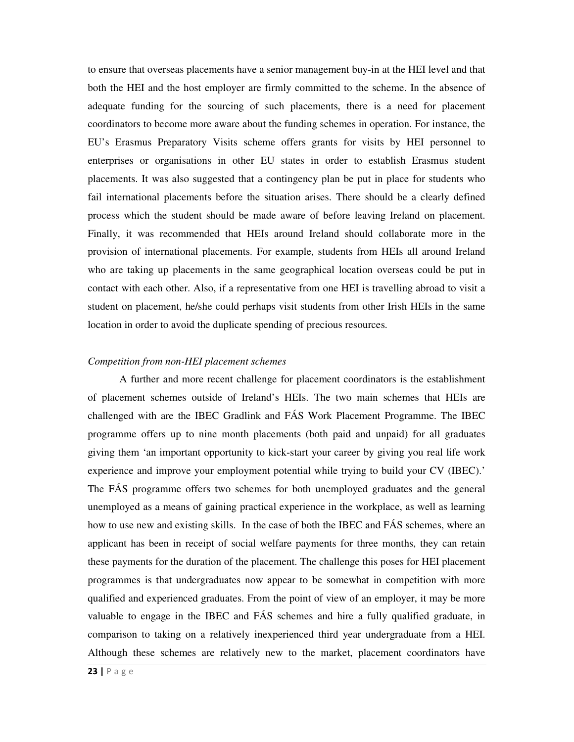to ensure that overseas placements have a senior management buy-in at the HEI level and that both the HEI and the host employer are firmly committed to the scheme. In the absence of adequate funding for the sourcing of such placements, there is a need for placement coordinators to become more aware about the funding schemes in operation. For instance, the EU's Erasmus Preparatory Visits scheme offers grants for visits by HEI personnel to enterprises or organisations in other EU states in order to establish Erasmus student placements. It was also suggested that a contingency plan be put in place for students who fail international placements before the situation arises. There should be a clearly defined process which the student should be made aware of before leaving Ireland on placement. Finally, it was recommended that HEIs around Ireland should collaborate more in the provision of international placements. For example, students from HEIs all around Ireland who are taking up placements in the same geographical location overseas could be put in contact with each other. Also, if a representative from one HEI is travelling abroad to visit a student on placement, he/she could perhaps visit students from other Irish HEIs in the same location in order to avoid the duplicate spending of precious resources.

*Competition from non-HEI placement schemes*

A further and more recent challenge for placement coordinators is the establishment of placement schemes outside of Ireland's HEIs. The two main schemes that HEIs are challenged with are the IBEC Gradlink and FÁS Work Placement Programme. The IBEC programme offers up to nine month placements (both paid and unpaid) for all graduates giving them 'an important opportunity to kick-start your career by giving you real life work experience and improve your employment potential while trying to build your CV (IBEC).' The FÁS programme offers two schemes for both unemployed graduates and the general unemployed as a means of gaining practical experience in the workplace, as well as learning how to use new and existing skills. In the case of both the IBEC and FÁS schemes, where an applicant has been in receipt of social welfare payments for three months, they can retain these payments for the duration of the placement. The challenge this poses for HEI placement programmes is that undergraduates now appear to be somewhat in competition with more qualified and experienced graduates. From the point of view of an employer, it may be more valuable to engage in the IBEC and FÁS schemes and hire a fully qualified graduate, in comparison to taking on a relatively inexperienced third year undergraduate from a HEI. Although these schemes are relatively new to the market, placement coordinators have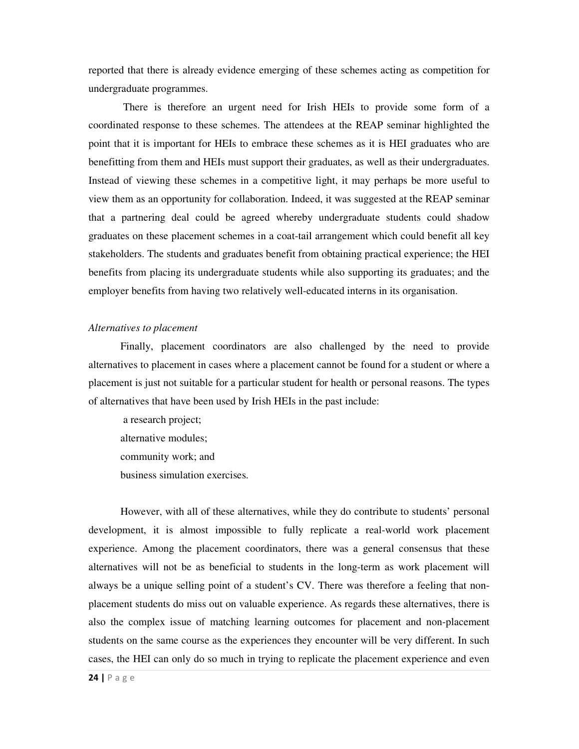reported that there is already evidence emerging of these schemes acting as competition for undergraduate programmes.

There is therefore an urgent need for Irish HEIs to provide some form of a coordinated response to these schemes. The attendees at the REAP seminar highlighted the point that it is important for HEIs to embrace these schemes as it is HEI graduates who are benefitting from them and HEIs must support their graduates, as well as their undergraduates. Instead of viewing these schemes in a competitive light, it may perhaps be more useful to view them as an opportunity for collaboration. Indeed, it was suggested at the REAP seminar that a partnering deal could be agreed whereby undergraduate students could shadow graduates on these placement schemes in a coat-tail arrangement which could benefit all key stakeholders. The students and graduates benefit from obtaining practical experience; the HEI benefits from placing its undergraduate students while also supporting its graduates; and the employer benefits from having two relatively well-educated interns in its organisation.

*Alternatives to placement*

Finally, placement coordinators are also challenged by the need to provide alternatives to placement in cases where a placement cannot be found for a student or where a placement is just not suitable for a particular student for health or personal reasons. The types of alternatives that have been used by Irish HEIs in the past include:

- a research project;
- alternative modules;
- community work; and
- business simulation exercises.

However, with all of these alternatives, while they do contribute to students' personal development, it is almost impossible to fully replicate a real-world work placement experience. Among the placement coordinators, there was a general consensus that these alternatives will not be as beneficial to students in the long-term as work placement will always be a unique selling point of a student's CV. There was therefore a feeling that non-placement students do miss out on valuable experience. As regards these alternatives, there is also the complex issue of matching learning outcomes for placement and non-placement students on the same course as the experiences they encounter will be very different. In such cases, the HEI can only do so much in trying to replicate the placement experience and even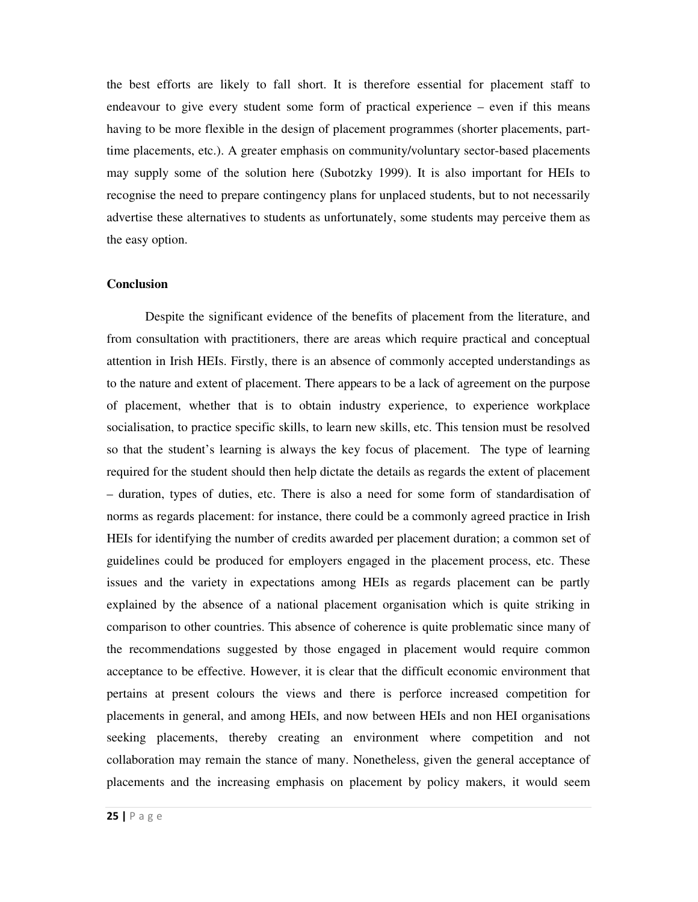the best efforts are likely to fall short. It is therefore essential for placement staff to endeavour to give every student some form of practical experience – even if this means having to be more flexible in the design of placement programmes (shorter placements, part-time placements, etc.). A greater emphasis on community/voluntary sector-based placements may supply some of the solution here (Subotzky 1999). It is also important for HEIs to recognise the need to prepare contingency plans for unplaced students, but to not necessarily advertise these alternatives to students as unfortunately, some students may perceive them as the easy option.

**Conclusion**

Despite the significant evidence of the benefits of placement from the literature, and from consultation with practitioners, there are areas which require practical and conceptual attention in Irish HEIs. Firstly, there is an absence of commonly accepted understandings as to the nature and extent of placement. There appears to be a lack of agreement on the purpose of placement, whether that is to obtain industry experience, to experience workplace socialisation, to practice specific skills, to learn new skills, etc. This tension must be resolved so that the student's learning is always the key focus of placement. The type of learning required for the student should then help dictate the details as regards the extent of placement – duration, types of duties, etc. There is also a need for some form of standardisation of norms as regards placement: for instance, there could be a commonly agreed practice in Irish HEIs for identifying the number of credits awarded per placement duration; a common set of guidelines could be produced for employers engaged in the placement process, etc. These issues and the variety in expectations among HEIs as regards placement can be partly explained by the absence of a national placement organisation which is quite striking in comparison to other countries. This absence of coherence is quite problematic since many of the recommendations suggested by those engaged in placement would require common acceptance to be effective. However, it is clear that the difficult economic environment that pertains at present colours the views and there is perforce increased competition for placements in general, and among HEIs, and now between HEIs and non HEI organisations seeking placements, thereby creating an environment where competition and not collaboration may remain the stance of many. Nonetheless, given the general acceptance of placements and the increasing emphasis on placement by policy makers, it would seem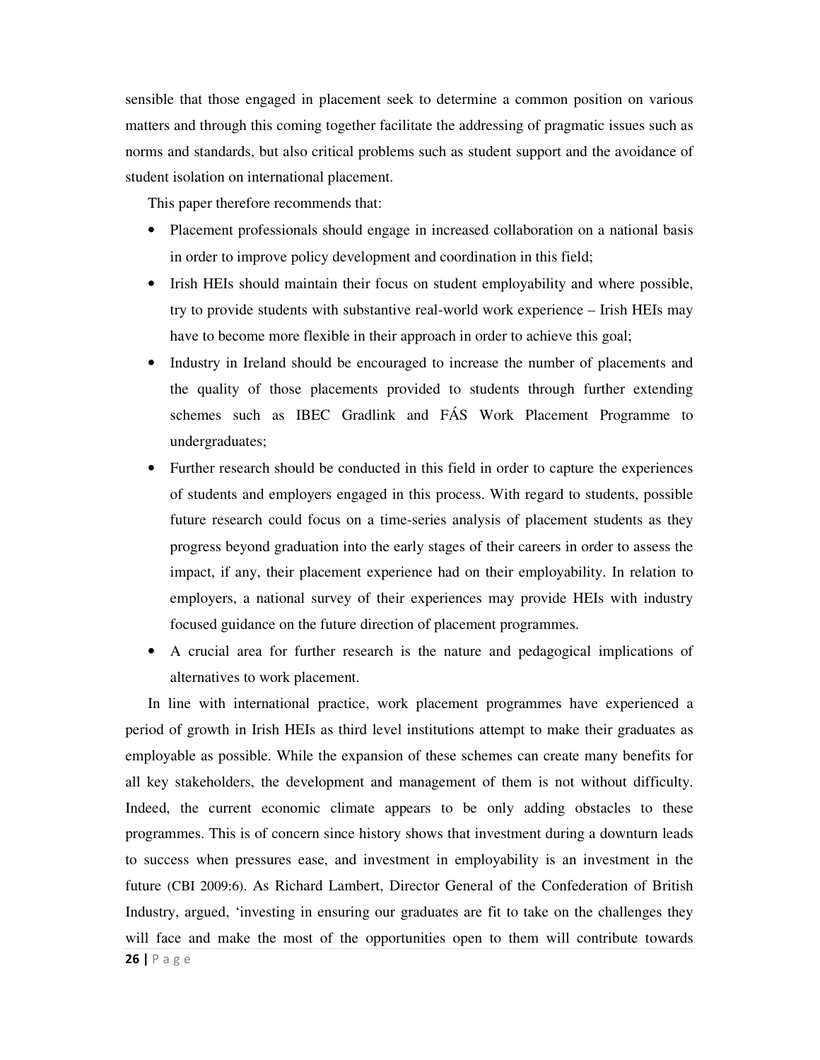sensible that those engaged in placement seek to determine a common position on various matters and through this coming together facilitate the addressing of pragmatic issues such as norms and standards, but also critical problems such as student support and the avoidance of student isolation on international placement.

This paper therefore recommends that:

- Placement professionals should engage in increased collaboration on a national basis in order to improve policy development and coordination in this field;
- Irish HEIs should maintain their focus on student employability and where possible, try to provide students with substantive real-world work experience – Irish HEIs may have to become more flexible in their approach in order to achieve this goal;
- Industry in Ireland should be encouraged to increase the number of placements and the quality of those placements provided to students through further extending schemes such as IBEC Gradlink and FÁS Work Placement Programme to undergraduates;
- Further research should be conducted in this field in order to capture the experiences of students and employers engaged in this process. With regard to students, possible future research could focus on a time-series analysis of placement students as they progress beyond graduation into the early stages of their careers in order to assess the impact, if any, their placement experience had on their employability. In relation to employers, a national survey of their experiences may provide HEIs with industry focused guidance on the future direction of placement programmes.
- A crucial area for further research is the nature and pedagogical implications of alternatives to work placement.

In line with international practice, work placement programmes have experienced a period of growth in Irish HEIs as third level institutions attempt to make their graduates as employable as possible. While the expansion of these schemes can create many benefits for all key stakeholders, the development and management of them is not without difficulty. Indeed, the current economic climate appears to be only adding obstacles to these programmes. This is of concern since history shows that investment during a downturn leads to success when pressures ease, and investment in employability is an investment in the future (CBI 2009:6). As Richard Lambert, Director General of the Confederation of British Industry, argued, 'investing in ensuring our graduates are fit to take on the challenges they will face and make the most of the opportunities open to them will contribute towards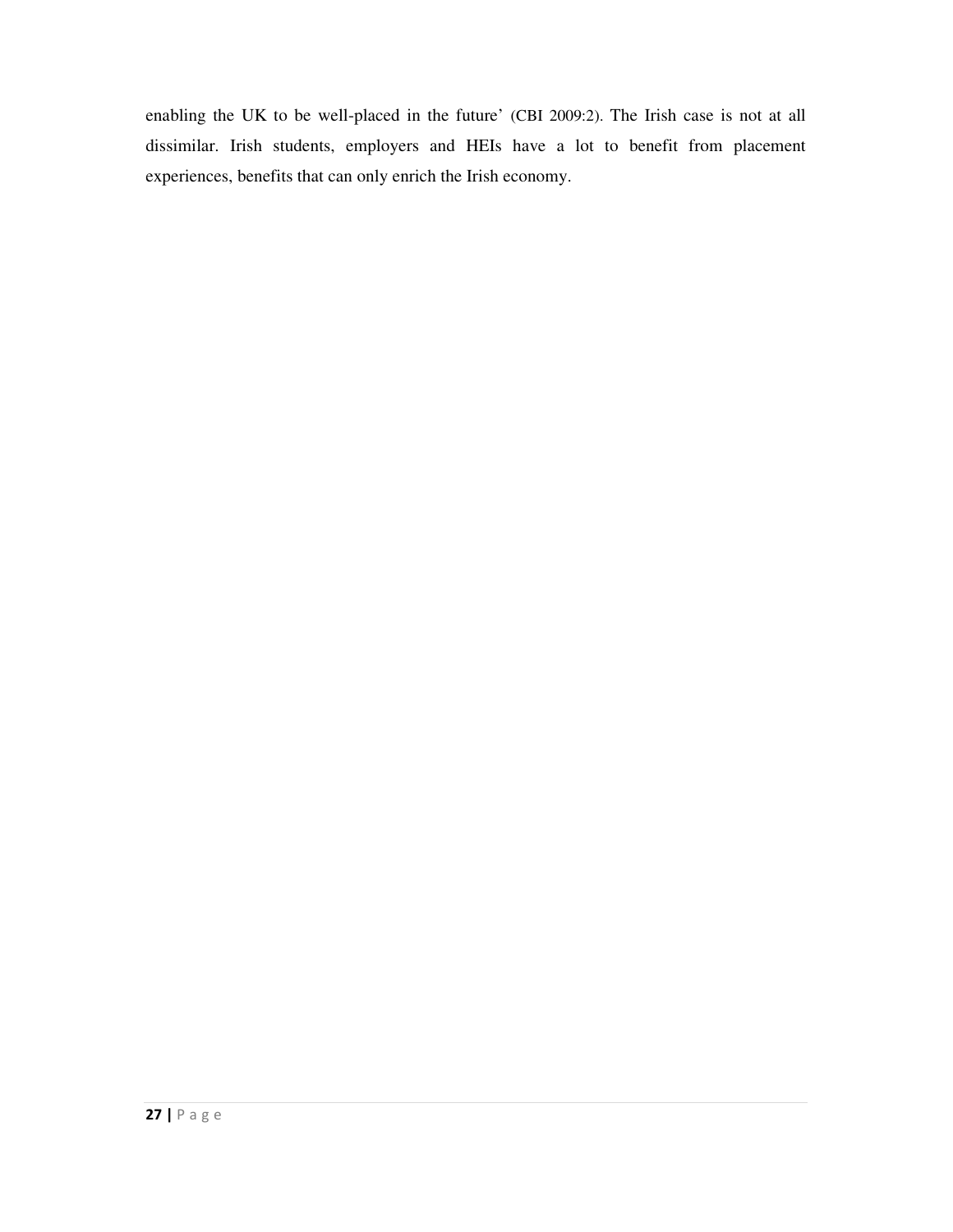enabling the UK to be well-placed in the future' (CBI 2009:2). The Irish case is not at all dissimilar. Irish students, employers and HEIs have a lot to benefit from placement experiences, benefits that can only enrich the Irish economy.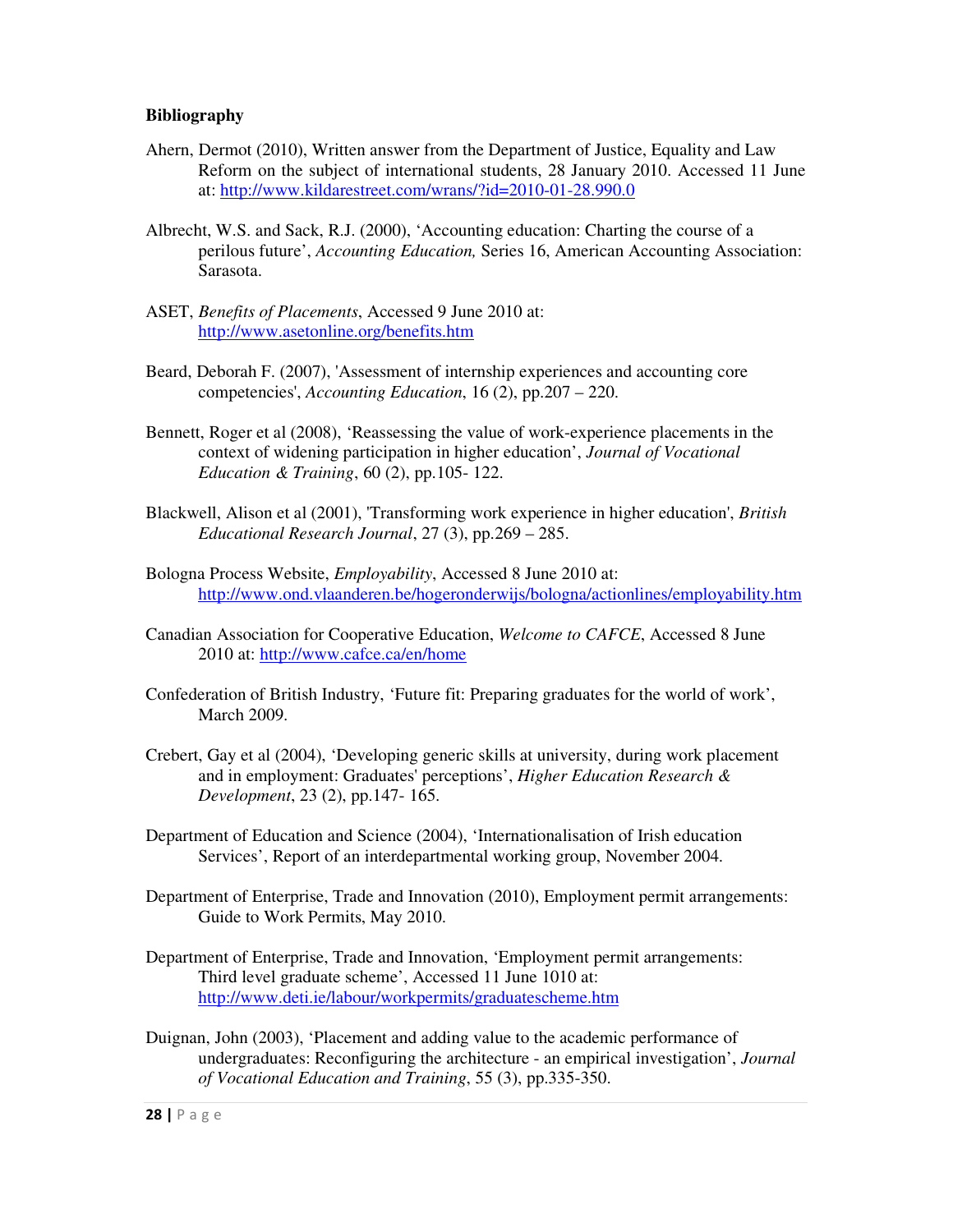**Bibliography**

Ahern, Dermot (2010), Written answer from the Department of Justice, Equality and Law Reform on the subject of international students, 28 January 2010. Accessed 11 June at: http://www.kildarestreet.com/wrans/?id=2010-01-28.990.0

Albrecht, W.S. and Sack, R.J. (2000), 'Accounting education: Charting the course of a perilous future', *Accounting Education,* Series 16, American Accounting Association: Sarasota.

ASET, *Benefits of Placements*, Accessed 9 June 2010 at: http://www.asetonline.org/benefits.htm

Beard, Deborah F. (2007), 'Assessment of internship experiences and accounting core competencies', *Accounting Education*, 16 (2), pp.207 – 220.

Bennett, Roger et al (2008), 'Reassessing the value of work-experience placements in the context of widening participation in higher education', *Journal of Vocational Education & Training*, 60 (2), pp.105- 122.

Blackwell, Alison et al (2001), 'Transforming work experience in higher education', *British Educational Research Journal*, 27 (3), pp.269 – 285.

Bologna Process Website, *Employability*, Accessed 8 June 2010 at: http://www.ond.vlaanderen.be/hogeronderwijs/bologna/actionlines/employability.htm

Canadian Association for Cooperative Education, *Welcome to CAFCE*, Accessed 8 June 2010 at: http://www.cafce.ca/en/home

Confederation of British Industry, 'Future fit: Preparing graduates for the world of work', March 2009.

Crebert, Gay et al (2004), 'Developing generic skills at university, during work placement and in employment: Graduates' perceptions', *Higher Education Research & Development*, 23 (2), pp.147- 165.

Department of Education and Science (2004), 'Internationalisation of Irish education Services', Report of an interdepartmental working group, November 2004.

Department of Enterprise, Trade and Innovation (2010), Employment permit arrangements: Guide to Work Permits, May 2010.

Department of Enterprise, Trade and Innovation, 'Employment permit arrangements: Third level graduate scheme', Accessed 11 June 1010 at: http://www.deti.ie/labour/workpermits/graduatescheme.htm

Duignan, John (2003), 'Placement and adding value to the academic performance of undergraduates: Reconfiguring the architecture - an empirical investigation', *Journal of Vocational Education and Training*, 55 (3), pp.335-350.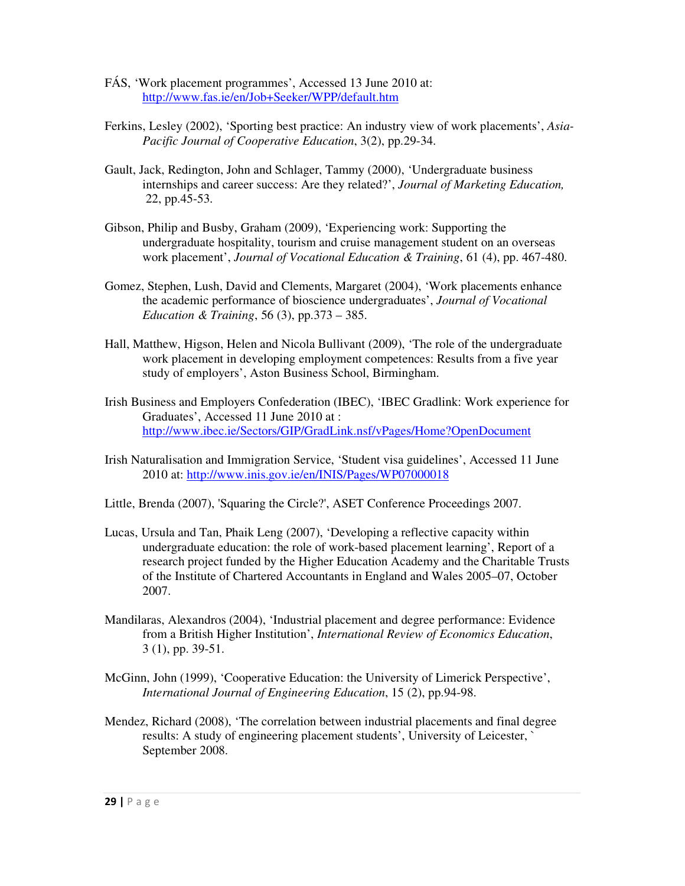FÁS, 'Work placement programmes', Accessed 13 June 2010 at: http://www.fas.ie/en/Job+Seeker/WPP/default.htm

Ferkins, Lesley (2002), 'Sporting best practice: An industry view of work placements', *Asia-Pacific Journal of Cooperative Education*, 3(2), pp.29-34.

Gault, Jack, Redington, John and Schlager, Tammy (2000), 'Undergraduate business internships and career success: Are they related?', *Journal of Marketing Education,* 22, pp.45-53.

Gibson, Philip and Busby, Graham (2009), 'Experiencing work: Supporting the undergraduate hospitality, tourism and cruise management student on an overseas work placement', *Journal of Vocational Education & Training*, 61 (4), pp. 467-480.

Gomez, Stephen, Lush, David and Clements, Margaret (2004), 'Work placements enhance the academic performance of bioscience undergraduates', *Journal of Vocational Education & Training*, 56 (3), pp.373 – 385.

Hall, Matthew, Higson, Helen and Nicola Bullivant (2009), 'The role of the undergraduate work placement in developing employment competences: Results from a five year study of employers', Aston Business School, Birmingham.

Irish Business and Employers Confederation (IBEC), 'IBEC Gradlink: Work experience for Graduates', Accessed 11 June 2010 at : http://www.ibec.ie/Sectors/GIP/GradLink.nsf/vPages/Home?OpenDocument

Irish Naturalisation and Immigration Service, 'Student visa guidelines', Accessed 11 June 2010 at: http://www.inis.gov.ie/en/INIS/Pages/WP07000018

Little, Brenda (2007), 'Squaring the Circle?', ASET Conference Proceedings 2007.

Lucas, Ursula and Tan, Phaik Leng (2007), 'Developing a reflective capacity within undergraduate education: the role of work-based placement learning', Report of a research project funded by the Higher Education Academy and the Charitable Trusts of the Institute of Chartered Accountants in England and Wales 2005–07, October 2007.

Mandilaras, Alexandros (2004), 'Industrial placement and degree performance: Evidence from a British Higher Institution', *International Review of Economics Education*, 3 (1), pp. 39-51.

McGinn, John (1999), 'Cooperative Education: the University of Limerick Perspective', *International Journal of Engineering Education*, 15 (2), pp.94-98.

Mendez, Richard (2008), 'The correlation between industrial placements and final degree results: A study of engineering placement students', University of Leicester, ` September 2008.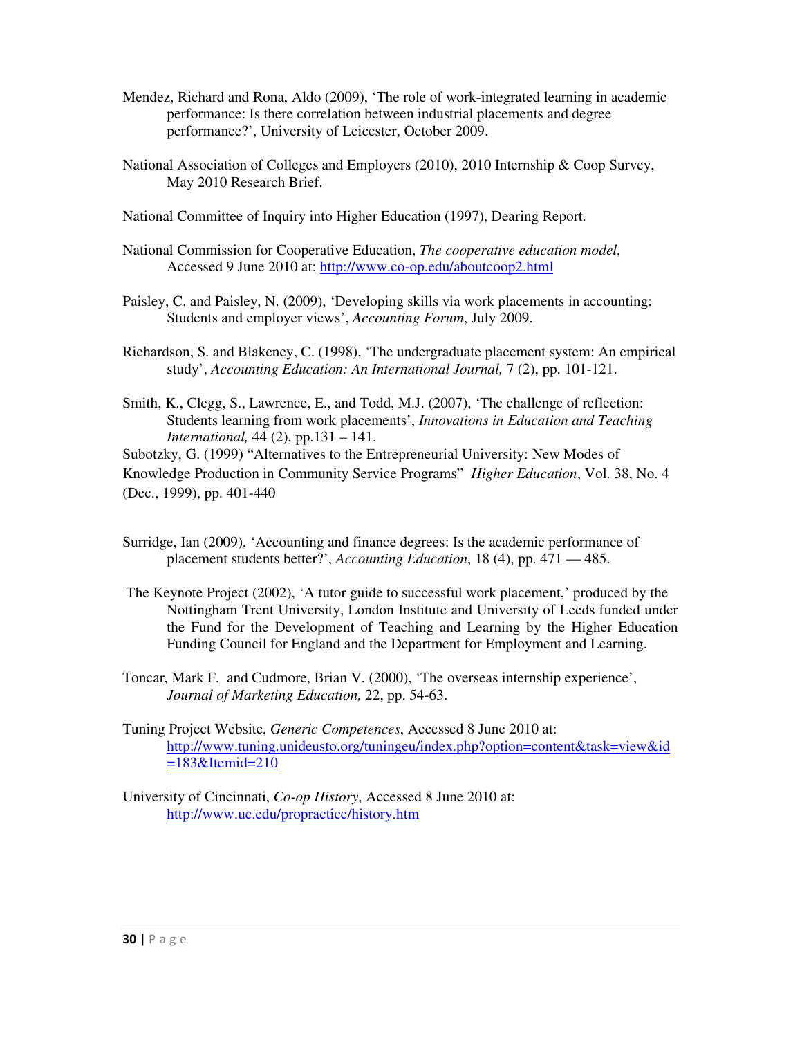Mendez, Richard and Rona, Aldo (2009), 'The role of work-integrated learning in academic performance: Is there correlation between industrial placements and degree performance?', University of Leicester, October 2009.

National Association of Colleges and Employers (2010), 2010 Internship & Coop Survey, May 2010 Research Brief.

National Committee of Inquiry into Higher Education (1997), Dearing Report.

National Commission for Cooperative Education, *The cooperative education model*, Accessed 9 June 2010 at: http://www.co-op.edu/aboutcoop2.html

Paisley, C. and Paisley, N. (2009), 'Developing skills via work placements in accounting: Students and employer views', *Accounting Forum*, July 2009.

Richardson, S. and Blakeney, C. (1998), 'The undergraduate placement system: An empirical study', *Accounting Education: An International Journal,* 7 (2), pp. 101-121.

Smith, K., Clegg, S., Lawrence, E., and Todd, M.J. (2007), 'The challenge of reflection: Students learning from work placements', *Innovations in Education and Teaching International,* 44 (2), pp.131 – 141.

Subotzky, G. (1999) "Alternatives to the Entrepreneurial University: New Modes of Knowledge Production in Community Service Programs" *Higher Education*, Vol. 38, No. 4 (Dec., 1999), pp. 401-440

Surridge, Ian (2009), 'Accounting and finance degrees: Is the academic performance of placement students better?', *Accounting Education*, 18 (4), pp. 471 — 485.

The Keynote Project (2002), 'A tutor guide to successful work placement,' produced by the Nottingham Trent University, London Institute and University of Leeds funded under the Fund for the Development of Teaching and Learning by the Higher Education Funding Council for England and the Department for Employment and Learning.

Toncar, Mark F. and Cudmore, Brian V. (2000), 'The overseas internship experience', *Journal of Marketing Education,* 22, pp. 54-63.

Tuning Project Website, *Generic Competences*, Accessed 8 June 2010 at: http://www.tuning.unideusto.org/tuningeu/index.php?option=content&task=view&id=183&Itemid=210

University of Cincinnati, *Co-op History*, Accessed 8 June 2010 at: http://www.uc.edu/propractice/history.htm